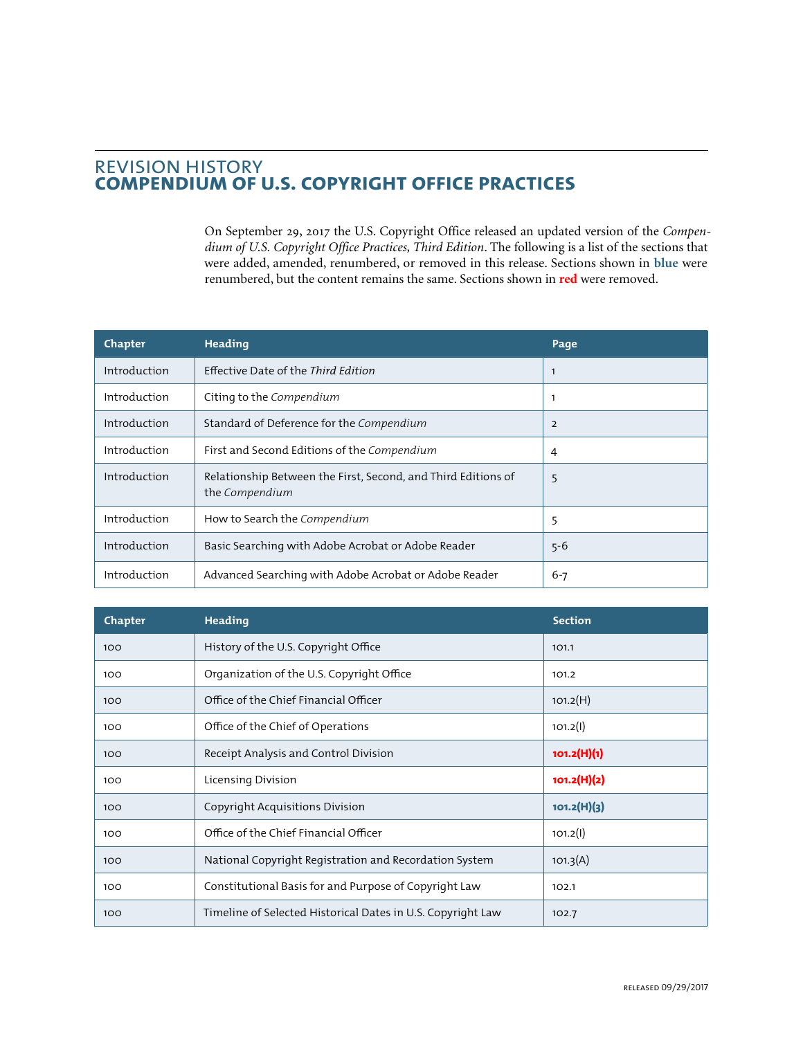# REVISION HISTORY
## COMPENDIUM OF U.S. COPYRIGHT OFFICE PRACTICES

On September 29, 2017 the U.S. Copyright Office released an updated version of the *Compendium of U.S. Copyright Office Practices, Third Edition*. The following is a list of the sections that were added, amended, renumbered, or removed in this release. Sections shown in **blue** were renumbered, but the content remains the same. Sections shown in **red** were removed.

| Chapter | Heading | Page |
|---|---|---|
| Introduction | Effective Date of the *Third Edition* | 1 |
| Introduction | Citing to the *Compendium* | 1 |
| Introduction | Standard of Deference for the *Compendium* | 2 |
| Introduction | First and Second Editions of the *Compendium* | 4 |
| Introduction | Relationship Between the First, Second, and Third Editions of the *Compendium* | 5 |
| Introduction | How to Search the *Compendium* | 5 |
| Introduction | Basic Searching with Adobe Acrobat or Adobe Reader | 5-6 |
| Introduction | Advanced Searching with Adobe Acrobat or Adobe Reader | 6-7 |

| Chapter | Heading | Section |
|---|---|---|
| 100 | History of the U.S. Copyright Office | 101.1 |
| 100 | Organization of the U.S. Copyright Office | 101.2 |
| 100 | Office of the Chief Financial Officer | 101.2(H) |
| 100 | Office of the Chief of Operations | 101.2(I) |
| 100 | Receipt Analysis and Control Division | **101.2(H)(1)** |
| 100 | Licensing Division | **101.2(H)(2)** |
| 100 | Copyright Acquisitions Division | **101.2(H)(3)** |
| 100 | Office of the Chief Financial Officer | 101.2(I) |
| 100 | National Copyright Registration and Recordation System | 101.3(A) |
| 100 | Constitutional Basis for and Purpose of Copyright Law | 102.1 |
| 100 | Timeline of Selected Historical Dates in U.S. Copyright Law | 102.7 |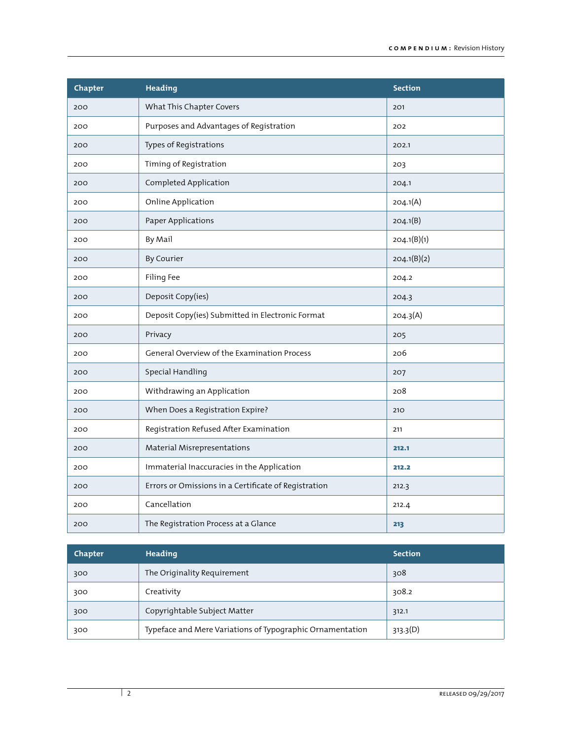| Chapter | Heading | Section |
|---|---|---|
| 200 | What This Chapter Covers | 201 |
| 200 | Purposes and Advantages of Registration | 202 |
| 200 | Types of Registrations | 202.1 |
| 200 | Timing of Registration | 203 |
| 200 | Completed Application | 204.1 |
| 200 | Online Application | 204.1(A) |
| 200 | Paper Applications | 204.1(B) |
| 200 | By Mail | 204.1(B)(1) |
| 200 | By Courier | 204.1(B)(2) |
| 200 | Filing Fee | 204.2 |
| 200 | Deposit Copy(ies) | 204.3 |
| 200 | Deposit Copy(ies) Submitted in Electronic Format | 204.3(A) |
| 200 | Privacy | 205 |
| 200 | General Overview of the Examination Process | 206 |
| 200 | Special Handling | 207 |
| 200 | Withdrawing an Application | 208 |
| 200 | When Does a Registration Expire? | 210 |
| 200 | Registration Refused After Examination | 211 |
| 200 | Material Misrepresentations | **212.1** |
| 200 | Immaterial Inaccuracies in the Application | **212.2** |
| 200 | Errors or Omissions in a Certificate of Registration | 212.3 |
| 200 | Cancellation | 212.4 |
| 200 | The Registration Process at a Glance | **213** |

| Chapter | Heading | Section |
|---|---|---|
| 300 | The Originality Requirement | 308 |
| 300 | Creativity | 308.2 |
| 300 | Copyrightable Subject Matter | 312.1 |
| 300 | Typeface and Mere Variations of Typographic Ornamentation | 313.3(D) |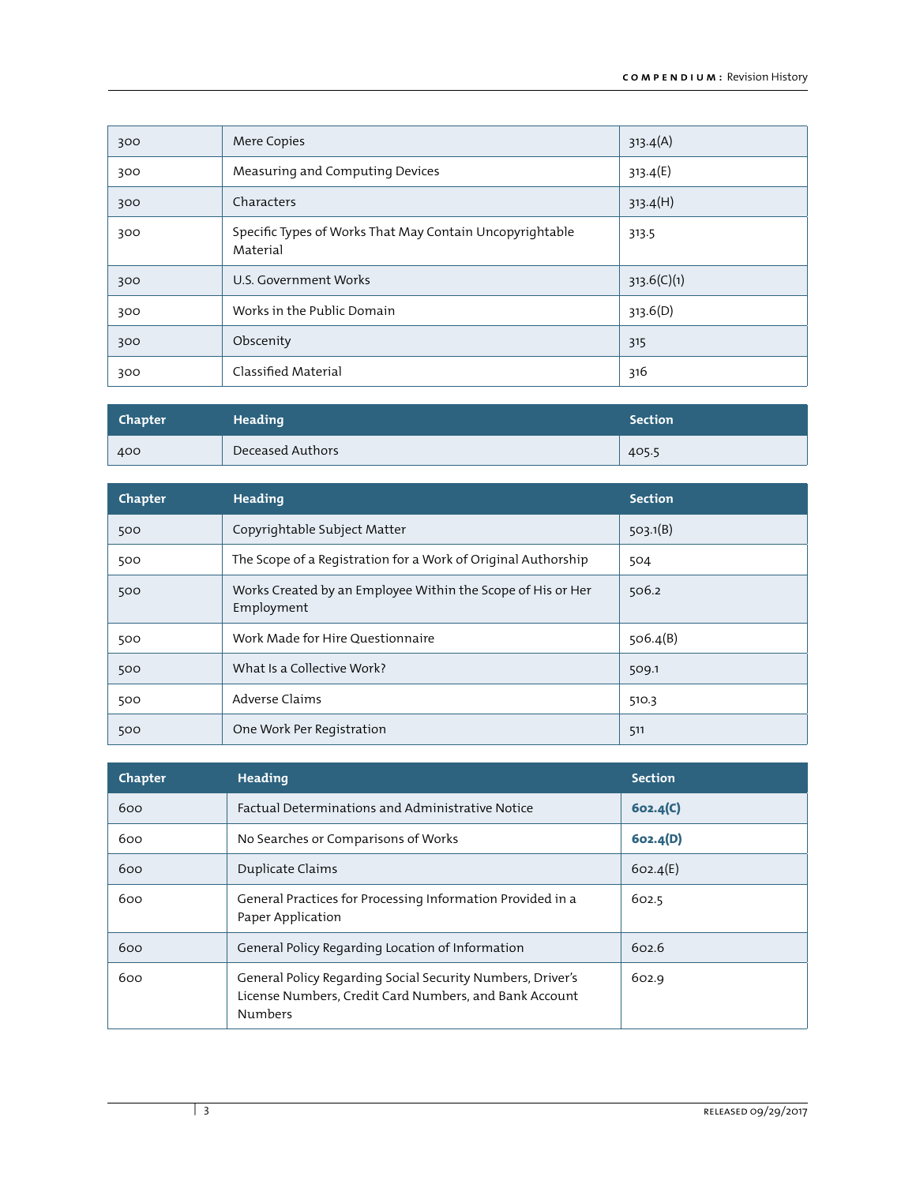| Chapter | Heading | Section |
|---|---|---|
| 300 | Mere Copies | 313.4(A) |
| 300 | Measuring and Computing Devices | 313.4(E) |
| 300 | Characters | 313.4(H) |
| 300 | Specific Types of Works That May Contain Uncopyrightable Material | 313.5 |
| 300 | U.S. Government Works | 313.6(C)(1) |
| 300 | Works in the Public Domain | 313.6(D) |
| 300 | Obscenity | 315 |
| 300 | Classified Material | 316 |

| Chapter | Heading | Section |
|---|---|---|
| 400 | Deceased Authors | 405.5 |

| Chapter | Heading | Section |
|---|---|---|
| 500 | Copyrightable Subject Matter | 503.1(B) |
| 500 | The Scope of a Registration for a Work of Original Authorship | 504 |
| 500 | Works Created by an Employee Within the Scope of His or Her Employment | 506.2 |
| 500 | Work Made for Hire Questionnaire | 506.4(B) |
| 500 | What Is a Collective Work? | 509.1 |
| 500 | Adverse Claims | 510.3 |
| 500 | One Work Per Registration | 511 |

| Chapter | Heading | Section |
|---|---|---|
| 600 | Factual Determinations and Administrative Notice | **602.4(C)** |
| 600 | No Searches or Comparisons of Works | **602.4(D)** |
| 600 | Duplicate Claims | 602.4(E) |
| 600 | General Practices for Processing Information Provided in a Paper Application | 602.5 |
| 600 | General Policy Regarding Location of Information | 602.6 |
| 600 | General Policy Regarding Social Security Numbers, Driver's License Numbers, Credit Card Numbers, and Bank Account Numbers | 602.9 |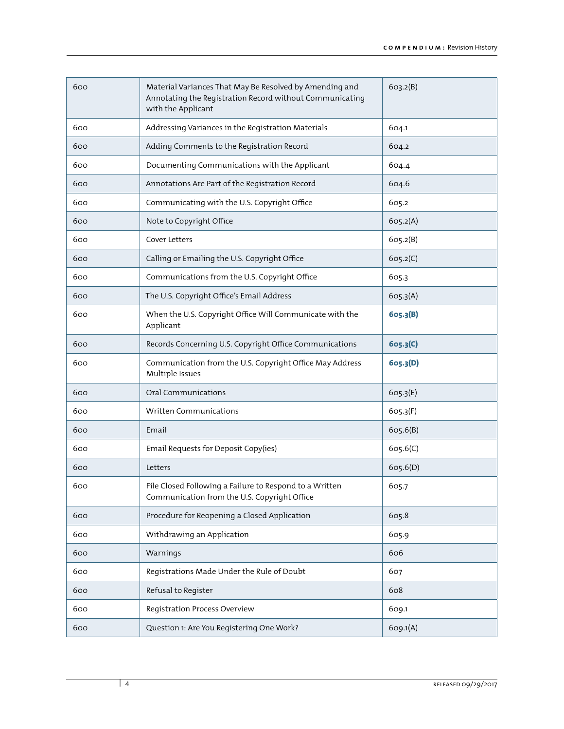| | | |
|---|---|---|
| 600 | Material Variances That May Be Resolved by Amending and Annotating the Registration Record without Communicating with the Applicant | 603.2(B) |
| 600 | Addressing Variances in the Registration Materials | 604.1 |
| 600 | Adding Comments to the Registration Record | 604.2 |
| 600 | Documenting Communications with the Applicant | 604.4 |
| 600 | Annotations Are Part of the Registration Record | 604.6 |
| 600 | Communicating with the U.S. Copyright Office | 605.2 |
| 600 | Note to Copyright Office | 605.2(A) |
| 600 | Cover Letters | 605.2(B) |
| 600 | Calling or Emailing the U.S. Copyright Office | 605.2(C) |
| 600 | Communications from the U.S. Copyright Office | 605.3 |
| 600 | The U.S. Copyright Office's Email Address | 605.3(A) |
| 600 | When the U.S. Copyright Office Will Communicate with the Applicant | **605.3(B)** |
| 600 | Records Concerning U.S. Copyright Office Communications | **605.3(C)** |
| 600 | Communication from the U.S. Copyright Office May Address Multiple Issues | **605.3(D)** |
| 600 | Oral Communications | 605.3(E) |
| 600 | Written Communications | 605.3(F) |
| 600 | Email | 605.6(B) |
| 600 | Email Requests for Deposit Copy(ies) | 605.6(C) |
| 600 | Letters | 605.6(D) |
| 600 | File Closed Following a Failure to Respond to a Written Communication from the U.S. Copyright Office | 605.7 |
| 600 | Procedure for Reopening a Closed Application | 605.8 |
| 600 | Withdrawing an Application | 605.9 |
| 600 | Warnings | 606 |
| 600 | Registrations Made Under the Rule of Doubt | 607 |
| 600 | Refusal to Register | 608 |
| 600 | Registration Process Overview | 609.1 |
| 600 | Question 1: Are You Registering One Work? | 609.1(A) |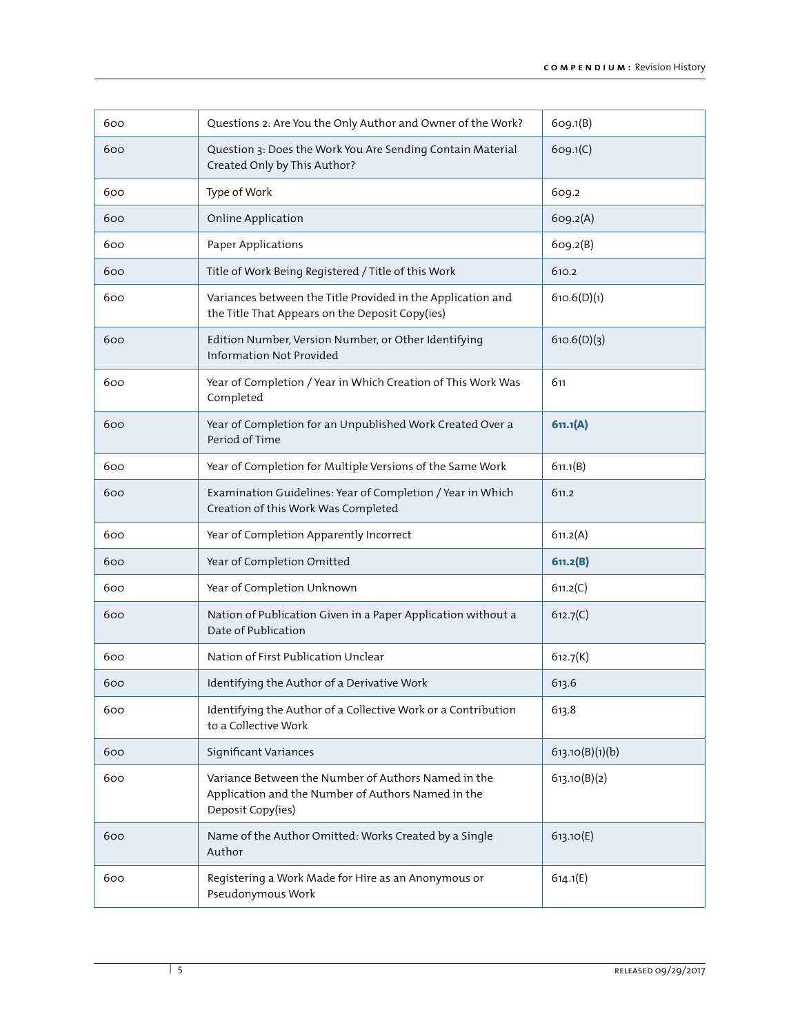| | | |
|---|---|---|
| 600 | Questions 2: Are You the Only Author and Owner of the Work? | 609.1(B) |
| 600 | Question 3: Does the Work You Are Sending Contain Material Created Only by This Author? | 609.1(C) |
| 600 | Type of Work | 609.2 |
| 600 | Online Application | 609.2(A) |
| 600 | Paper Applications | 609.2(B) |
| 600 | Title of Work Being Registered / Title of this Work | 610.2 |
| 600 | Variances between the Title Provided in the Application and the Title That Appears on the Deposit Copy(ies) | 610.6(D)(1) |
| 600 | Edition Number, Version Number, or Other Identifying Information Not Provided | 610.6(D)(3) |
| 600 | Year of Completion / Year in Which Creation of This Work Was Completed | 611 |
| 600 | Year of Completion for an Unpublished Work Created Over a Period of Time | **611.1(A)** |
| 600 | Year of Completion for Multiple Versions of the Same Work | 611.1(B) |
| 600 | Examination Guidelines: Year of Completion / Year in Which Creation of this Work Was Completed | 611.2 |
| 600 | Year of Completion Apparently Incorrect | 611.2(A) |
| 600 | Year of Completion Omitted | **611.2(B)** |
| 600 | Year of Completion Unknown | 611.2(C) |
| 600 | Nation of Publication Given in a Paper Application without a Date of Publication | 612.7(C) |
| 600 | Nation of First Publication Unclear | 612.7(K) |
| 600 | Identifying the Author of a Derivative Work | 613.6 |
| 600 | Identifying the Author of a Collective Work or a Contribution to a Collective Work | 613.8 |
| 600 | Significant Variances | 613.10(B)(1)(b) |
| 600 | Variance Between the Number of Authors Named in the Application and the Number of Authors Named in the Deposit Copy(ies) | 613.10(B)(2) |
| 600 | Name of the Author Omitted: Works Created by a Single Author | 613.10(E) |
| 600 | Registering a Work Made for Hire as an Anonymous or Pseudonymous Work | 614.1(E) |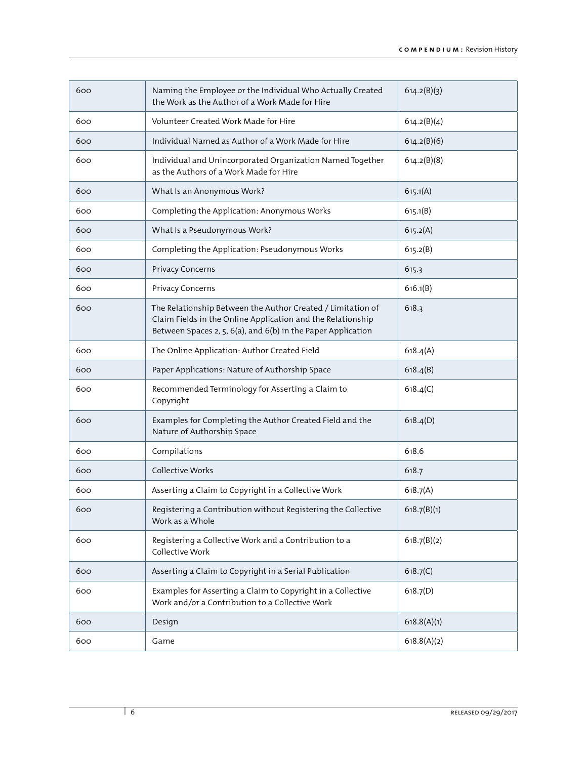| | | |
|---|---|---|
| 600 | Naming the Employee or the Individual Who Actually Created the Work as the Author of a Work Made for Hire | 614.2(B)(3) |
| 600 | Volunteer Created Work Made for Hire | 614.2(B)(4) |
| 600 | Individual Named as Author of a Work Made for Hire | 614.2(B)(6) |
| 600 | Individual and Unincorporated Organization Named Together as the Authors of a Work Made for Hire | 614.2(B)(8) |
| 600 | What Is an Anonymous Work? | 615.1(A) |
| 600 | Completing the Application: Anonymous Works | 615.1(B) |
| 600 | What Is a Pseudonymous Work? | 615.2(A) |
| 600 | Completing the Application: Pseudonymous Works | 615.2(B) |
| 600 | Privacy Concerns | 615.3 |
| 600 | Privacy Concerns | 616.1(B) |
| 600 | The Relationship Between the Author Created / Limitation of Claim Fields in the Online Application and the Relationship Between Spaces 2, 5, 6(a), and 6(b) in the Paper Application | 618.3 |
| 600 | The Online Application: Author Created Field | 618.4(A) |
| 600 | Paper Applications: Nature of Authorship Space | 618.4(B) |
| 600 | Recommended Terminology for Asserting a Claim to Copyright | 618.4(C) |
| 600 | Examples for Completing the Author Created Field and the Nature of Authorship Space | 618.4(D) |
| 600 | Compilations | 618.6 |
| 600 | Collective Works | 618.7 |
| 600 | Asserting a Claim to Copyright in a Collective Work | 618.7(A) |
| 600 | Registering a Contribution without Registering the Collective Work as a Whole | 618.7(B)(1) |
| 600 | Registering a Collective Work and a Contribution to a Collective Work | 618.7(B)(2) |
| 600 | Asserting a Claim to Copyright in a Serial Publication | 618.7(C) |
| 600 | Examples for Asserting a Claim to Copyright in a Collective Work and/or a Contribution to a Collective Work | 618.7(D) |
| 600 | Design | 618.8(A)(1) |
| 600 | Game | 618.8(A)(2) |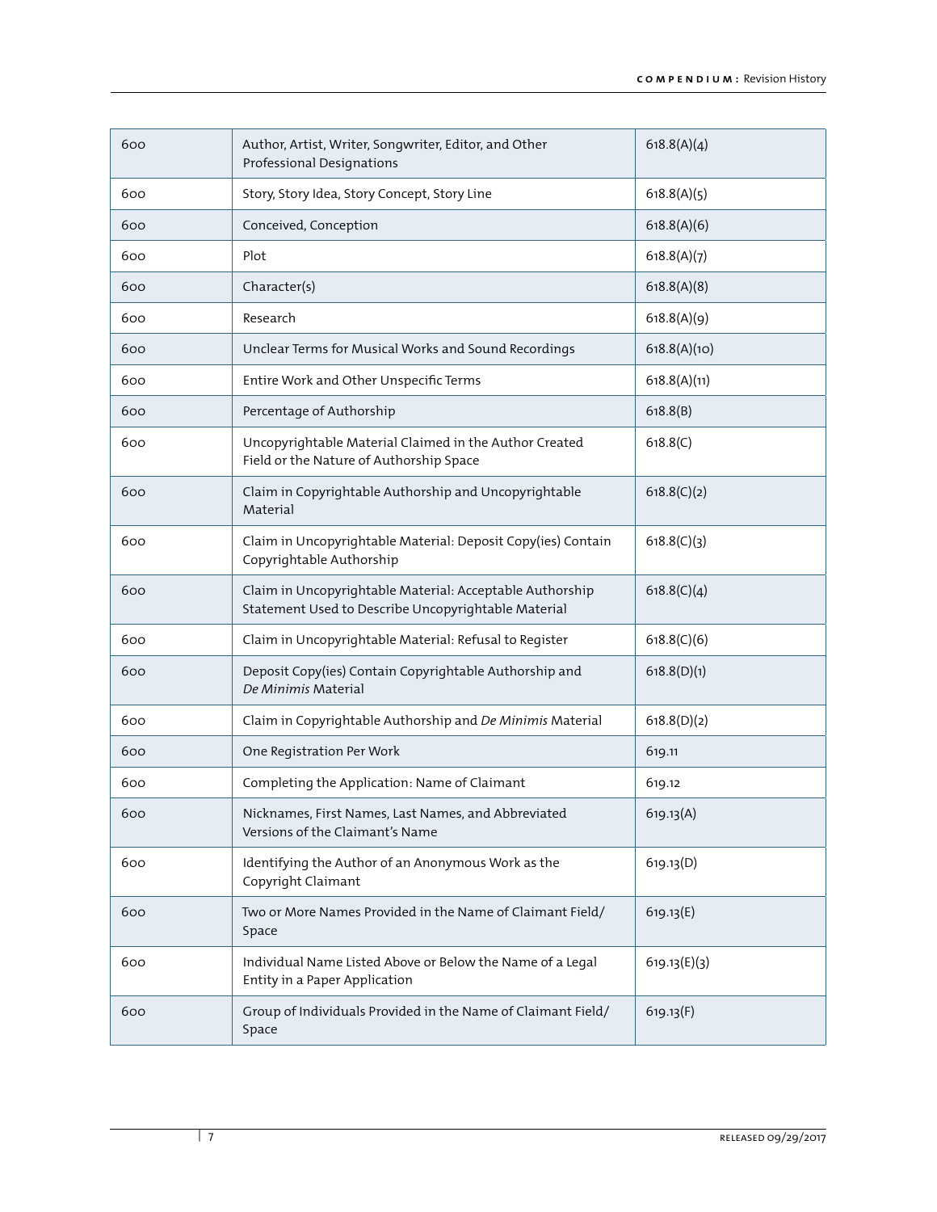| 600 | Author, Artist, Writer, Songwriter, Editor, and Other Professional Designations | 618.8(A)(4) |
|---|---|---|
| 600 | Story, Story Idea, Story Concept, Story Line | 618.8(A)(5) |
| 600 | Conceived, Conception | 618.8(A)(6) |
| 600 | Plot | 618.8(A)(7) |
| 600 | Character(s) | 618.8(A)(8) |
| 600 | Research | 618.8(A)(9) |
| 600 | Unclear Terms for Musical Works and Sound Recordings | 618.8(A)(10) |
| 600 | Entire Work and Other Unspecific Terms | 618.8(A)(11) |
| 600 | Percentage of Authorship | 618.8(B) |
| 600 | Uncopyrightable Material Claimed in the Author Created Field or the Nature of Authorship Space | 618.8(C) |
| 600 | Claim in Copyrightable Authorship and Uncopyrightable Material | 618.8(C)(2) |
| 600 | Claim in Uncopyrightable Material: Deposit Copy(ies) Contain Copyrightable Authorship | 618.8(C)(3) |
| 600 | Claim in Uncopyrightable Material: Acceptable Authorship Statement Used to Describe Uncopyrightable Material | 618.8(C)(4) |
| 600 | Claim in Uncopyrightable Material: Refusal to Register | 618.8(C)(6) |
| 600 | Deposit Copy(ies) Contain Copyrightable Authorship and *De Minimis* Material | 618.8(D)(1) |
| 600 | Claim in Copyrightable Authorship and *De Minimis* Material | 618.8(D)(2) |
| 600 | One Registration Per Work | 619.11 |
| 600 | Completing the Application: Name of Claimant | 619.12 |
| 600 | Nicknames, First Names, Last Names, and Abbreviated Versions of the Claimant's Name | 619.13(A) |
| 600 | Identifying the Author of an Anonymous Work as the Copyright Claimant | 619.13(D) |
| 600 | Two or More Names Provided in the Name of Claimant Field/Space | 619.13(E) |
| 600 | Individual Name Listed Above or Below the Name of a Legal Entity in a Paper Application | 619.13(E)(3) |
| 600 | Group of Individuals Provided in the Name of Claimant Field/Space | 619.13(F) |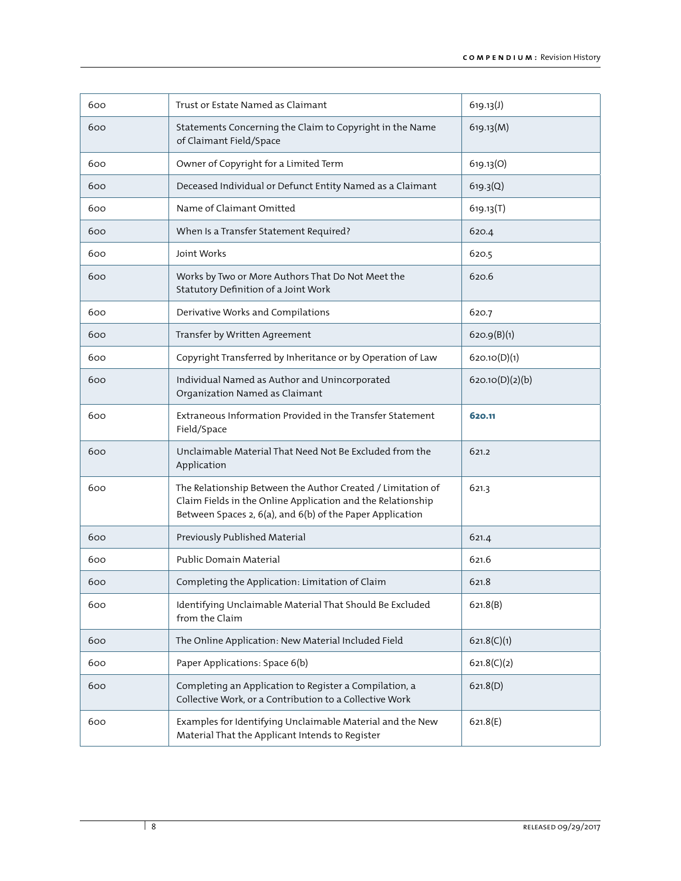| 600 | Trust or Estate Named as Claimant | 619.13(J) |
|---|---|---|
| 600 | Statements Concerning the Claim to Copyright in the Name of Claimant Field/Space | 619.13(M) |
| 600 | Owner of Copyright for a Limited Term | 619.13(O) |
| 600 | Deceased Individual or Defunct Entity Named as a Claimant | 619.3(Q) |
| 600 | Name of Claimant Omitted | 619.13(T) |
| 600 | When Is a Transfer Statement Required? | 620.4 |
| 600 | Joint Works | 620.5 |
| 600 | Works by Two or More Authors That Do Not Meet the Statutory Definition of a Joint Work | 620.6 |
| 600 | Derivative Works and Compilations | 620.7 |
| 600 | Transfer by Written Agreement | 620.9(B)(1) |
| 600 | Copyright Transferred by Inheritance or by Operation of Law | 620.10(D)(1) |
| 600 | Individual Named as Author and Unincorporated Organization Named as Claimant | 620.10(D)(2)(b) |
| 600 | Extraneous Information Provided in the Transfer Statement Field/Space | **620.11** |
| 600 | Unclaimable Material That Need Not Be Excluded from the Application | 621.2 |
| 600 | The Relationship Between the Author Created / Limitation of Claim Fields in the Online Application and the Relationship Between Spaces 2, 6(a), and 6(b) of the Paper Application | 621.3 |
| 600 | Previously Published Material | 621.4 |
| 600 | Public Domain Material | 621.6 |
| 600 | Completing the Application: Limitation of Claim | 621.8 |
| 600 | Identifying Unclaimable Material That Should Be Excluded from the Claim | 621.8(B) |
| 600 | The Online Application: New Material Included Field | 621.8(C)(1) |
| 600 | Paper Applications: Space 6(b) | 621.8(C)(2) |
| 600 | Completing an Application to Register a Compilation, a Collective Work, or a Contribution to a Collective Work | 621.8(D) |
| 600 | Examples for Identifying Unclaimable Material and the New Material That the Applicant Intends to Register | 621.8(E) |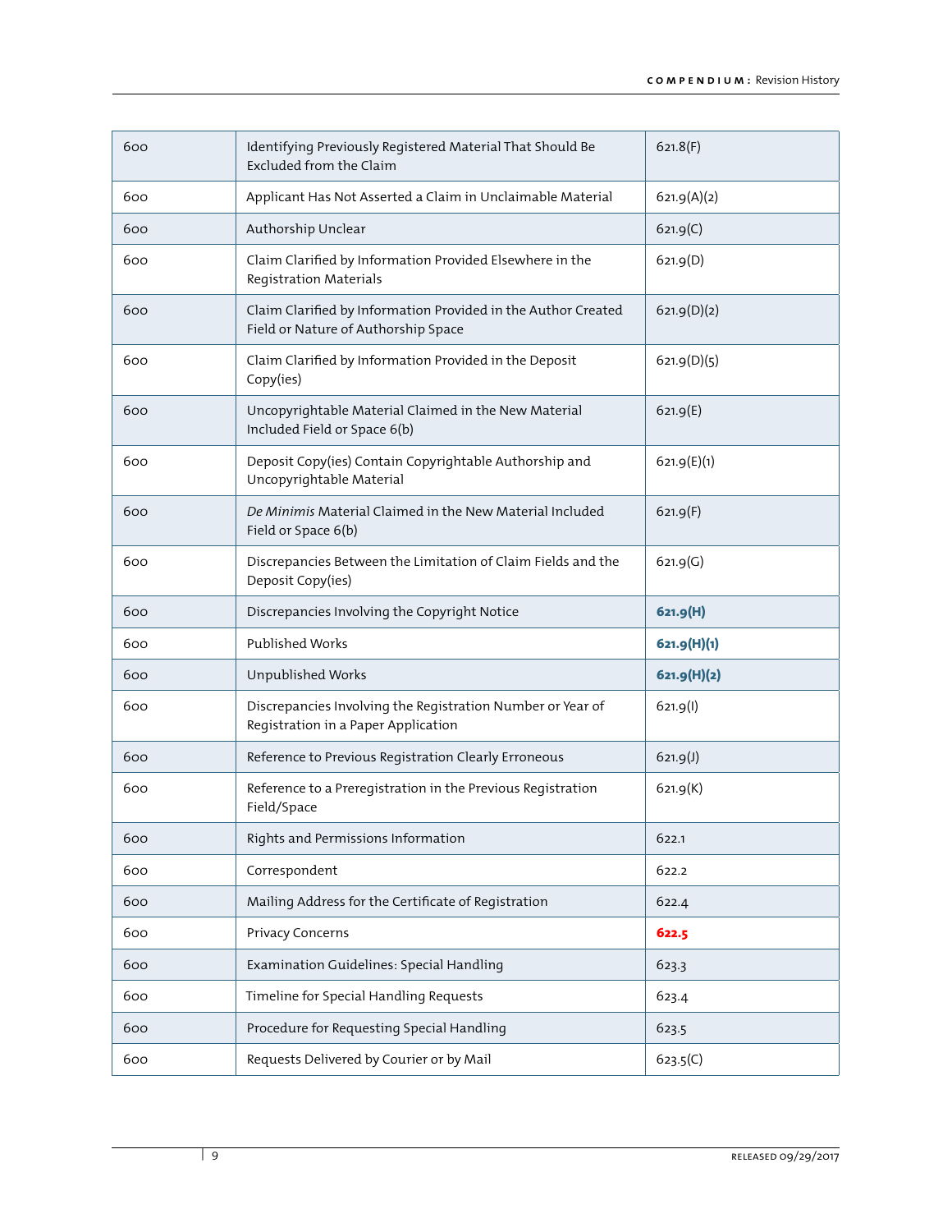| 600 | Identifying Previously Registered Material That Should Be Excluded from the Claim | 621.8(F) |
|---|---|---|
| 600 | Applicant Has Not Asserted a Claim in Unclaimable Material | 621.9(A)(2) |
| 600 | Authorship Unclear | 621.9(C) |
| 600 | Claim Clarified by Information Provided Elsewhere in the Registration Materials | 621.9(D) |
| 600 | Claim Clarified by Information Provided in the Author Created Field or Nature of Authorship Space | 621.9(D)(2) |
| 600 | Claim Clarified by Information Provided in the Deposit Copy(ies) | 621.9(D)(5) |
| 600 | Uncopyrightable Material Claimed in the New Material Included Field or Space 6(b) | 621.9(E) |
| 600 | Deposit Copy(ies) Contain Copyrightable Authorship and Uncopyrightable Material | 621.9(E)(1) |
| 600 | *De Minimis* Material Claimed in the New Material Included Field or Space 6(b) | 621.9(F) |
| 600 | Discrepancies Between the Limitation of Claim Fields and the Deposit Copy(ies) | 621.9(G) |
| 600 | Discrepancies Involving the Copyright Notice | **621.9(H)** |
| 600 | Published Works | **621.9(H)(1)** |
| 600 | Unpublished Works | **621.9(H)(2)** |
| 600 | Discrepancies Involving the Registration Number or Year of Registration in a Paper Application | 621.9(I) |
| 600 | Reference to Previous Registration Clearly Erroneous | 621.9(J) |
| 600 | Reference to a Preregistration in the Previous Registration Field/Space | 621.9(K) |
| 600 | Rights and Permissions Information | 622.1 |
| 600 | Correspondent | 622.2 |
| 600 | Mailing Address for the Certificate of Registration | 622.4 |
| 600 | Privacy Concerns | **622.5** |
| 600 | Examination Guidelines: Special Handling | 623.3 |
| 600 | Timeline for Special Handling Requests | 623.4 |
| 600 | Procedure for Requesting Special Handling | 623.5 |
| 600 | Requests Delivered by Courier or by Mail | 623.5(C) |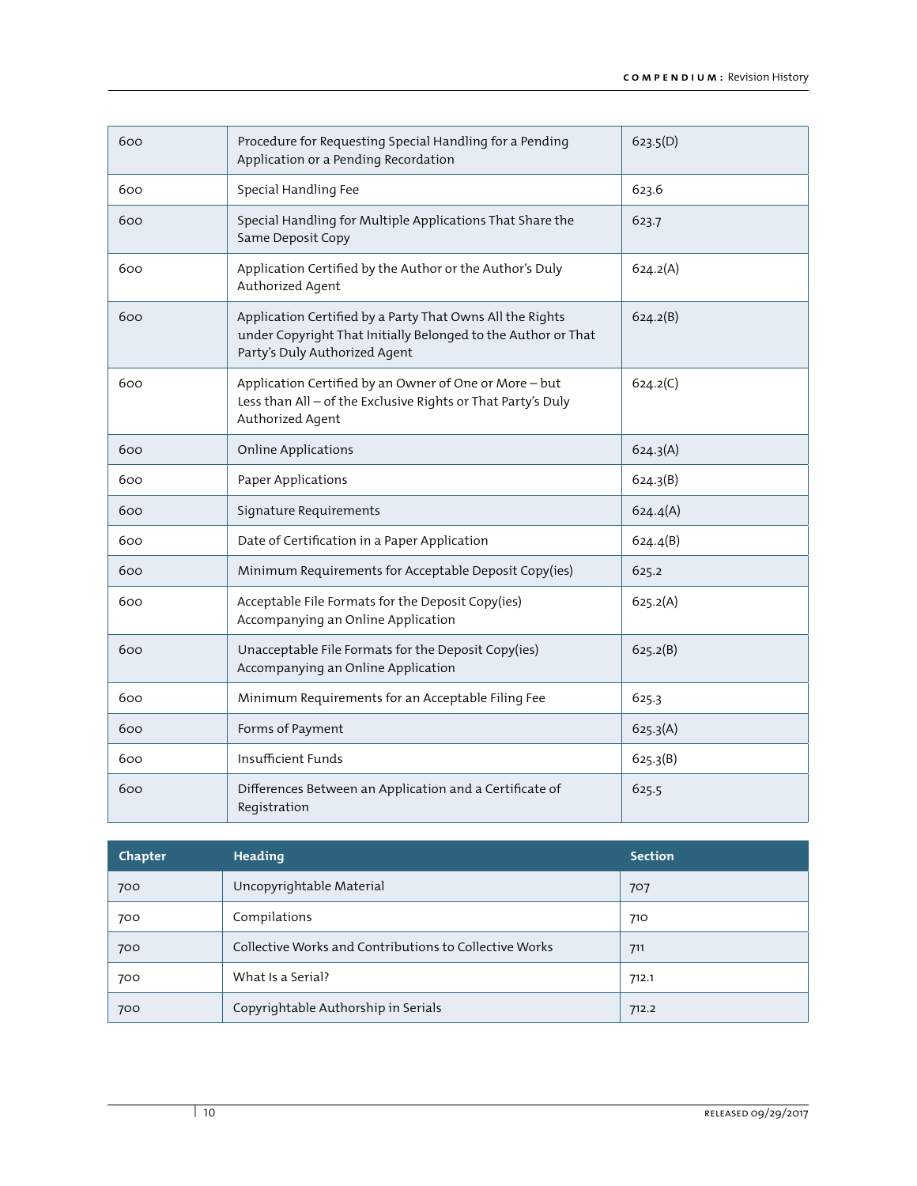| Chapter | Heading | Section |
|---|---|---|
| 600 | Procedure for Requesting Special Handling for a Pending Application or a Pending Recordation | 623.5(D) |
| 600 | Special Handling Fee | 623.6 |
| 600 | Special Handling for Multiple Applications That Share the Same Deposit Copy | 623.7 |
| 600 | Application Certified by the Author or the Author's Duly Authorized Agent | 624.2(A) |
| 600 | Application Certified by a Party That Owns All the Rights under Copyright That Initially Belonged to the Author or That Party's Duly Authorized Agent | 624.2(B) |
| 600 | Application Certified by an Owner of One or More – but Less than All – of the Exclusive Rights or That Party's Duly Authorized Agent | 624.2(C) |
| 600 | Online Applications | 624.3(A) |
| 600 | Paper Applications | 624.3(B) |
| 600 | Signature Requirements | 624.4(A) |
| 600 | Date of Certification in a Paper Application | 624.4(B) |
| 600 | Minimum Requirements for Acceptable Deposit Copy(ies) | 625.2 |
| 600 | Acceptable File Formats for the Deposit Copy(ies) Accompanying an Online Application | 625.2(A) |
| 600 | Unacceptable File Formats for the Deposit Copy(ies) Accompanying an Online Application | 625.2(B) |
| 600 | Minimum Requirements for an Acceptable Filing Fee | 625.3 |
| 600 | Forms of Payment | 625.3(A) |
| 600 | Insufficient Funds | 625.3(B) |
| 600 | Differences Between an Application and a Certificate of Registration | 625.5 |

| Chapter | Heading | Section |
|---|---|---|
| 700 | Uncopyrightable Material | 707 |
| 700 | Compilations | 710 |
| 700 | Collective Works and Contributions to Collective Works | 711 |
| 700 | What Is a Serial? | 712.1 |
| 700 | Copyrightable Authorship in Serials | 712.2 |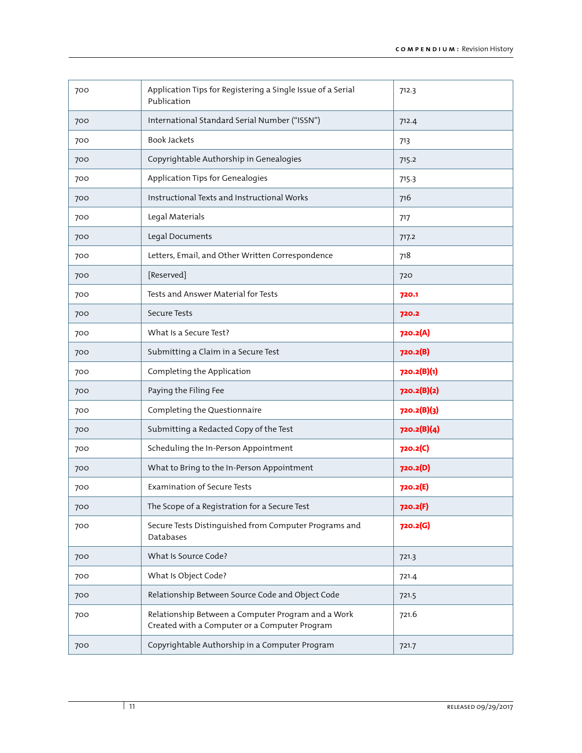| 700 | Application Tips for Registering a Single Issue of a Serial Publication | 712.3 |
|---|---|---|
| 700 | International Standard Serial Number (“ISSN”) | 712.4 |
| 700 | Book Jackets | 713 |
| 700 | Copyrightable Authorship in Genealogies | 715.2 |
| 700 | Application Tips for Genealogies | 715.3 |
| 700 | Instructional Texts and Instructional Works | 716 |
| 700 | Legal Materials | 717 |
| 700 | Legal Documents | 717.2 |
| 700 | Letters, Email, and Other Written Correspondence | 718 |
| 700 | [Reserved] | 720 |
| 700 | Tests and Answer Material for Tests | **720.1** |
| 700 | Secure Tests | **720.2** |
| 700 | What Is a Secure Test? | **720.2(A)** |
| 700 | Submitting a Claim in a Secure Test | **720.2(B)** |
| 700 | Completing the Application | **720.2(B)(1)** |
| 700 | Paying the Filing Fee | **720.2(B)(2)** |
| 700 | Completing the Questionnaire | **720.2(B)(3)** |
| 700 | Submitting a Redacted Copy of the Test | **720.2(B)(4)** |
| 700 | Scheduling the In-Person Appointment | **720.2(C)** |
| 700 | What to Bring to the In-Person Appointment | **720.2(D)** |
| 700 | Examination of Secure Tests | **720.2(E)** |
| 700 | The Scope of a Registration for a Secure Test | **720.2(F)** |
| 700 | Secure Tests Distinguished from Computer Programs and Databases | **720.2(G)** |
| 700 | What Is Source Code? | 721.3 |
| 700 | What Is Object Code? | 721.4 |
| 700 | Relationship Between Source Code and Object Code | 721.5 |
| 700 | Relationship Between a Computer Program and a Work Created with a Computer or a Computer Program | 721.6 |
| 700 | Copyrightable Authorship in a Computer Program | 721.7 |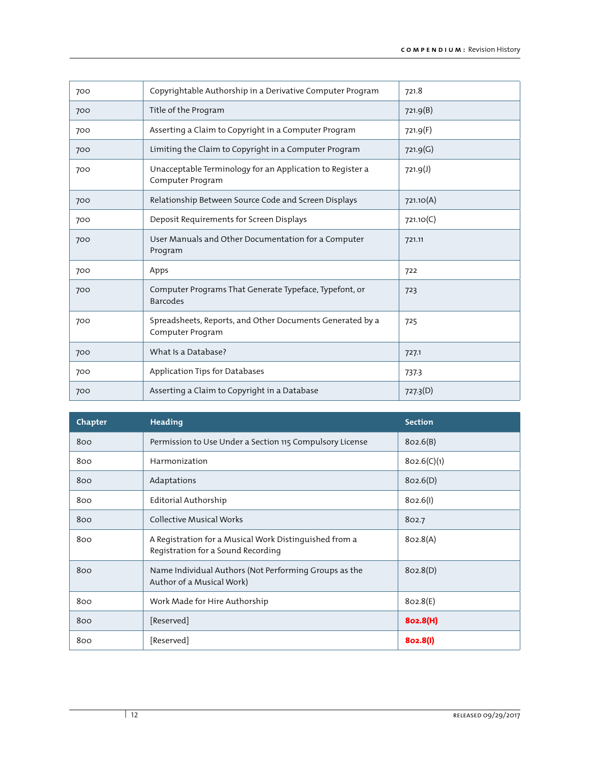| | | |
|---|---|---|
| 700 | Copyrightable Authorship in a Derivative Computer Program | 721.8 |
| 700 | Title of the Program | 721.9(B) |
| 700 | Asserting a Claim to Copyright in a Computer Program | 721.9(F) |
| 700 | Limiting the Claim to Copyright in a Computer Program | 721.9(G) |
| 700 | Unacceptable Terminology for an Application to Register a Computer Program | 721.9(J) |
| 700 | Relationship Between Source Code and Screen Displays | 721.10(A) |
| 700 | Deposit Requirements for Screen Displays | 721.10(C) |
| 700 | User Manuals and Other Documentation for a Computer Program | 721.11 |
| 700 | Apps | 722 |
| 700 | Computer Programs That Generate Typeface, Typefont, or Barcodes | 723 |
| 700 | Spreadsheets, Reports, and Other Documents Generated by a Computer Program | 725 |
| 700 | What Is a Database? | 727.1 |
| 700 | Application Tips for Databases | 737.3 |
| 700 | Asserting a Claim to Copyright in a Database | 727.3(D) |

| Chapter | Heading | Section |
|---|---|---|
| 800 | Permission to Use Under a Section 115 Compulsory License | 802.6(B) |
| 800 | Harmonization | 802.6(C)(1) |
| 800 | Adaptations | 802.6(D) |
| 800 | Editorial Authorship | 802.6(I) |
| 800 | Collective Musical Works | 802.7 |
| 800 | A Registration for a Musical Work Distinguished from a Registration for a Sound Recording | 802.8(A) |
| 800 | Name Individual Authors (Not Performing Groups as the Author of a Musical Work) | 802.8(D) |
| 800 | Work Made for Hire Authorship | 802.8(E) |
| 800 | [Reserved] | **802.8(H)** |
| 800 | [Reserved] | **802.8(I)** |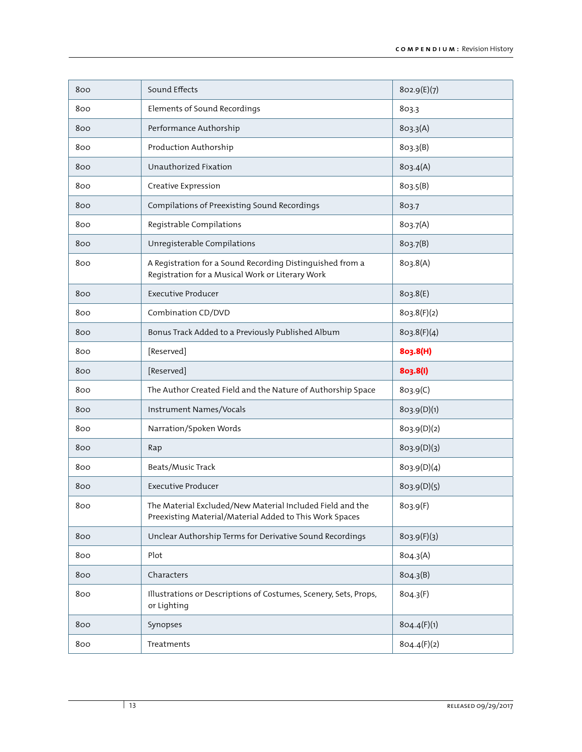| 800 | Sound Effects | 802.9(E)(7) |
|---|---|---|
| 800 | Elements of Sound Recordings | 803.3 |
| 800 | Performance Authorship | 803.3(A) |
| 800 | Production Authorship | 803.3(B) |
| 800 | Unauthorized Fixation | 803.4(A) |
| 800 | Creative Expression | 803.5(B) |
| 800 | Compilations of Preexisting Sound Recordings | 803.7 |
| 800 | Registrable Compilations | 803.7(A) |
| 800 | Unregisterable Compilations | 803.7(B) |
| 800 | A Registration for a Sound Recording Distinguished from a Registration for a Musical Work or Literary Work | 803.8(A) |
| 800 | Executive Producer | 803.8(E) |
| 800 | Combination CD/DVD | 803.8(F)(2) |
| 800 | Bonus Track Added to a Previously Published Album | 803.8(F)(4) |
| 800 | [Reserved] | **803.8(H)** |
| 800 | [Reserved] | **803.8(I)** |
| 800 | The Author Created Field and the Nature of Authorship Space | 803.9(C) |
| 800 | Instrument Names/Vocals | 803.9(D)(1) |
| 800 | Narration/Spoken Words | 803.9(D)(2) |
| 800 | Rap | 803.9(D)(3) |
| 800 | Beats/Music Track | 803.9(D)(4) |
| 800 | Executive Producer | 803.9(D)(5) |
| 800 | The Material Excluded/New Material Included Field and the Preexisting Material/Material Added to This Work Spaces | 803.9(F) |
| 800 | Unclear Authorship Terms for Derivative Sound Recordings | 803.9(F)(3) |
| 800 | Plot | 804.3(A) |
| 800 | Characters | 804.3(B) |
| 800 | Illustrations or Descriptions of Costumes, Scenery, Sets, Props, or Lighting | 804.3(F) |
| 800 | Synopses | 804.4(F)(1) |
| 800 | Treatments | 804.4(F)(2) |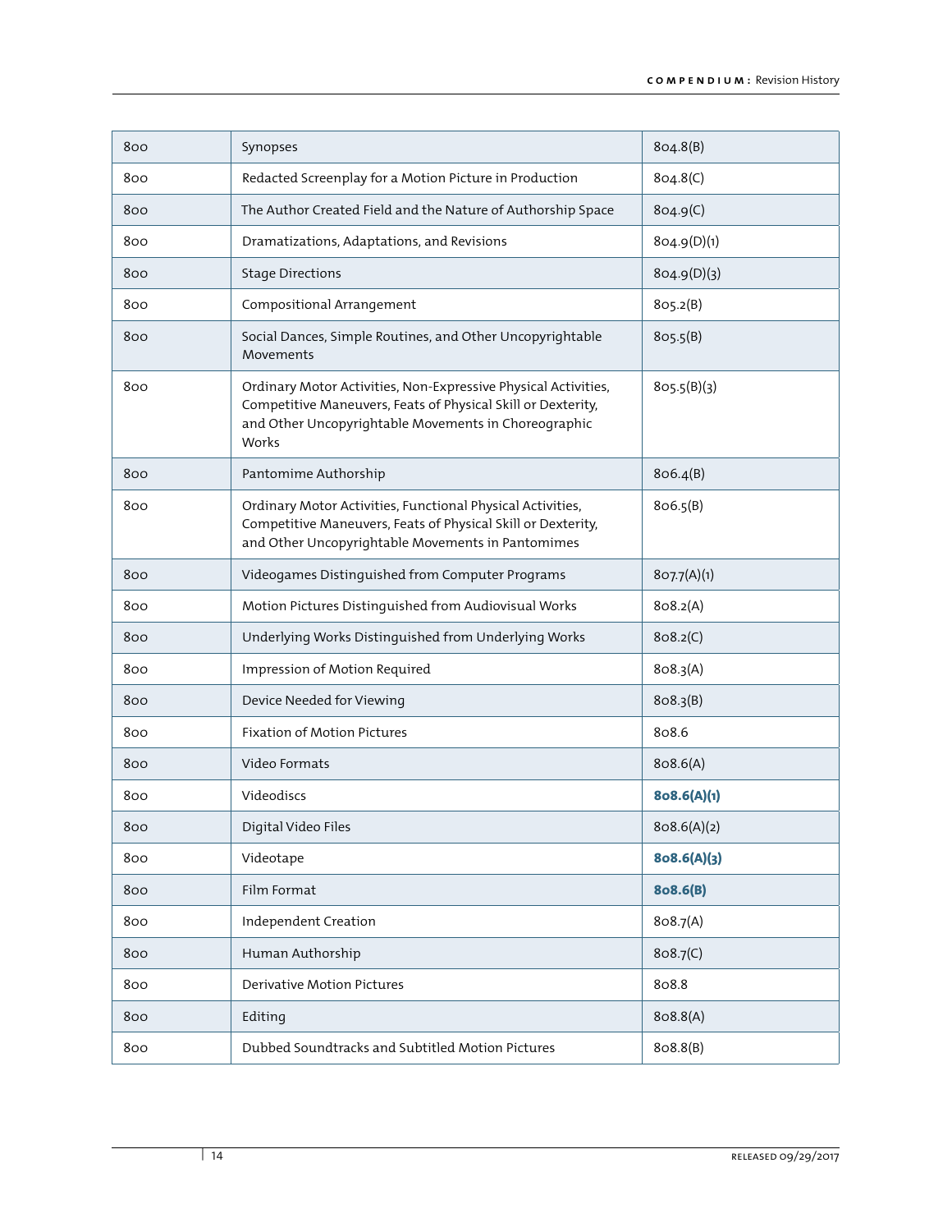| 800 | Synopses | 804.8(B) |
|---|---|---|
| 800 | Redacted Screenplay for a Motion Picture in Production | 804.8(C) |
| 800 | The Author Created Field and the Nature of Authorship Space | 804.9(C) |
| 800 | Dramatizations, Adaptations, and Revisions | 804.9(D)(1) |
| 800 | Stage Directions | 804.9(D)(3) |
| 800 | Compositional Arrangement | 805.2(B) |
| 800 | Social Dances, Simple Routines, and Other Uncopyrightable Movements | 805.5(B) |
| 800 | Ordinary Motor Activities, Non-Expressive Physical Activities, Competitive Maneuvers, Feats of Physical Skill or Dexterity, and Other Uncopyrightable Movements in Choreographic Works | 805.5(B)(3) |
| 800 | Pantomime Authorship | 806.4(B) |
| 800 | Ordinary Motor Activities, Functional Physical Activities, Competitive Maneuvers, Feats of Physical Skill or Dexterity, and Other Uncopyrightable Movements in Pantomimes | 806.5(B) |
| 800 | Videogames Distinguished from Computer Programs | 807.7(A)(1) |
| 800 | Motion Pictures Distinguished from Audiovisual Works | 808.2(A) |
| 800 | Underlying Works Distinguished from Underlying Works | 808.2(C) |
| 800 | Impression of Motion Required | 808.3(A) |
| 800 | Device Needed for Viewing | 808.3(B) |
| 800 | Fixation of Motion Pictures | 808.6 |
| 800 | Video Formats | 808.6(A) |
| 800 | Videodiscs | **808.6(A)(1)** |
| 800 | Digital Video Files | 808.6(A)(2) |
| 800 | Videotape | **808.6(A)(3)** |
| 800 | Film Format | **808.6(B)** |
| 800 | Independent Creation | 808.7(A) |
| 800 | Human Authorship | 808.7(C) |
| 800 | Derivative Motion Pictures | 808.8 |
| 800 | Editing | 808.8(A) |
| 800 | Dubbed Soundtracks and Subtitled Motion Pictures | 808.8(B) |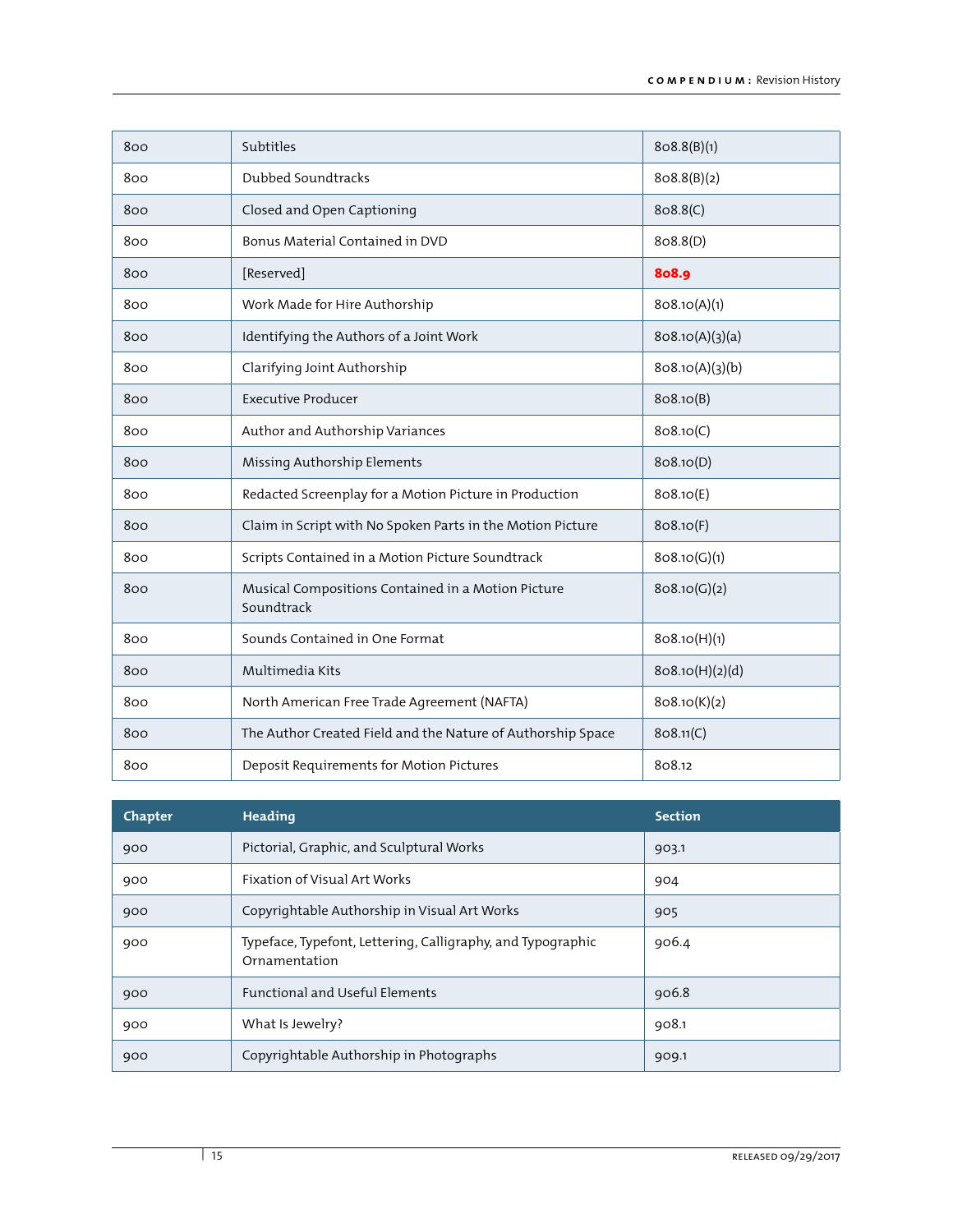| | | |
|---|---|---|
| 800 | Subtitles | 808.8(B)(1) |
| 800 | Dubbed Soundtracks | 808.8(B)(2) |
| 800 | Closed and Open Captioning | 808.8(C) |
| 800 | Bonus Material Contained in DVD | 808.8(D) |
| 800 | [Reserved] | **808.9** |
| 800 | Work Made for Hire Authorship | 808.10(A)(1) |
| 800 | Identifying the Authors of a Joint Work | 808.10(A)(3)(a) |
| 800 | Clarifying Joint Authorship | 808.10(A)(3)(b) |
| 800 | Executive Producer | 808.10(B) |
| 800 | Author and Authorship Variances | 808.10(C) |
| 800 | Missing Authorship Elements | 808.10(D) |
| 800 | Redacted Screenplay for a Motion Picture in Production | 808.10(E) |
| 800 | Claim in Script with No Spoken Parts in the Motion Picture | 808.10(F) |
| 800 | Scripts Contained in a Motion Picture Soundtrack | 808.10(G)(1) |
| 800 | Musical Compositions Contained in a Motion Picture Soundtrack | 808.10(G)(2) |
| 800 | Sounds Contained in One Format | 808.10(H)(1) |
| 800 | Multimedia Kits | 808.10(H)(2)(d) |
| 800 | North American Free Trade Agreement (NAFTA) | 808.10(K)(2) |
| 800 | The Author Created Field and the Nature of Authorship Space | 808.11(C) |
| 800 | Deposit Requirements for Motion Pictures | 808.12 |

| Chapter | Heading | Section |
|---|---|---|
| 900 | Pictorial, Graphic, and Sculptural Works | 903.1 |
| 900 | Fixation of Visual Art Works | 904 |
| 900 | Copyrightable Authorship in Visual Art Works | 905 |
| 900 | Typeface, Typefont, Lettering, Calligraphy, and Typographic Ornamentation | 906.4 |
| 900 | Functional and Useful Elements | 906.8 |
| 900 | What Is Jewelry? | 908.1 |
| 900 | Copyrightable Authorship in Photographs | 909.1 |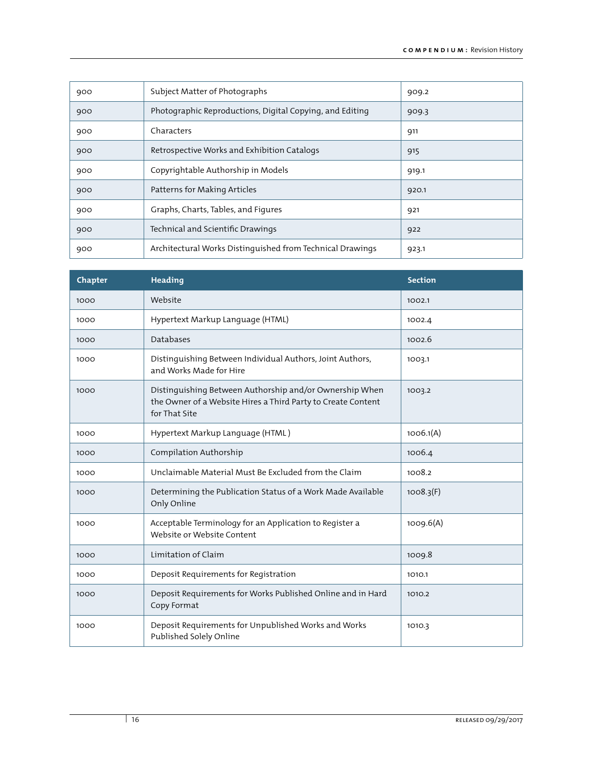| Chapter | Heading | Section |
|---|---|---|
| 900 | Subject Matter of Photographs | 909.2 |
| 900 | Photographic Reproductions, Digital Copying, and Editing | 909.3 |
| 900 | Characters | 911 |
| 900 | Retrospective Works and Exhibition Catalogs | 915 |
| 900 | Copyrightable Authorship in Models | 919.1 |
| 900 | Patterns for Making Articles | 920.1 |
| 900 | Graphs, Charts, Tables, and Figures | 921 |
| 900 | Technical and Scientific Drawings | 922 |
| 900 | Architectural Works Distinguished from Technical Drawings | 923.1 |

| Chapter | Heading | Section |
|---|---|---|
| 1000 | Website | 1002.1 |
| 1000 | Hypertext Markup Language (HTML) | 1002.4 |
| 1000 | Databases | 1002.6 |
| 1000 | Distinguishing Between Individual Authors, Joint Authors, and Works Made for Hire | 1003.1 |
| 1000 | Distinguishing Between Authorship and/or Ownership When the Owner of a Website Hires a Third Party to Create Content for That Site | 1003.2 |
| 1000 | Hypertext Markup Language (HTML ) | 1006.1(A) |
| 1000 | Compilation Authorship | 1006.4 |
| 1000 | Unclaimable Material Must Be Excluded from the Claim | 1008.2 |
| 1000 | Determining the Publication Status of a Work Made Available Only Online | 1008.3(F) |
| 1000 | Acceptable Terminology for an Application to Register a Website or Website Content | 1009.6(A) |
| 1000 | Limitation of Claim | 1009.8 |
| 1000 | Deposit Requirements for Registration | 1010.1 |
| 1000 | Deposit Requirements for Works Published Online and in Hard Copy Format | 1010.2 |
| 1000 | Deposit Requirements for Unpublished Works and Works Published Solely Online | 1010.3 |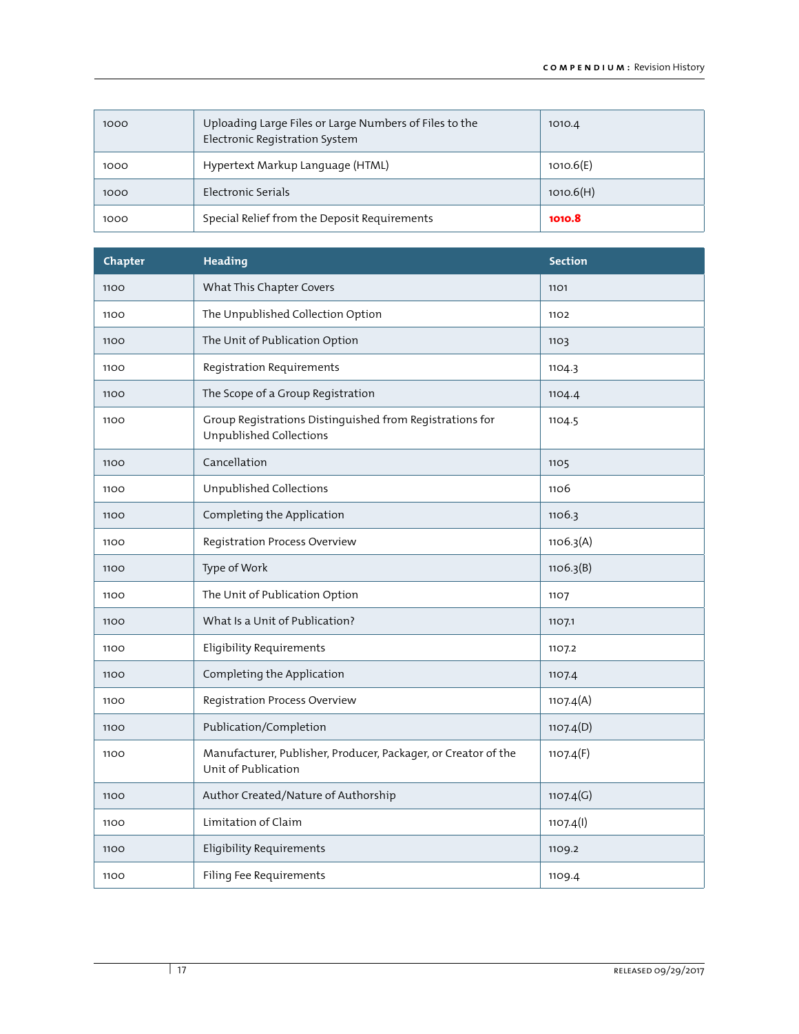| | | |
|---|---|---|
| 1000 | Uploading Large Files or Large Numbers of Files to the Electronic Registration System | 1010.4 |
| 1000 | Hypertext Markup Language (HTML) | 1010.6(E) |
| 1000 | Electronic Serials | 1010.6(H) |
| 1000 | Special Relief from the Deposit Requirements | **1010.8** |

| Chapter | Heading | Section |
|---|---|---|
| 1100 | What This Chapter Covers | 1101 |
| 1100 | The Unpublished Collection Option | 1102 |
| 1100 | The Unit of Publication Option | 1103 |
| 1100 | Registration Requirements | 1104.3 |
| 1100 | The Scope of a Group Registration | 1104.4 |
| 1100 | Group Registrations Distinguished from Registrations for Unpublished Collections | 1104.5 |
| 1100 | Cancellation | 1105 |
| 1100 | Unpublished Collections | 1106 |
| 1100 | Completing the Application | 1106.3 |
| 1100 | Registration Process Overview | 1106.3(A) |
| 1100 | Type of Work | 1106.3(B) |
| 1100 | The Unit of Publication Option | 1107 |
| 1100 | What Is a Unit of Publication? | 1107.1 |
| 1100 | Eligibility Requirements | 1107.2 |
| 1100 | Completing the Application | 1107.4 |
| 1100 | Registration Process Overview | 1107.4(A) |
| 1100 | Publication/Completion | 1107.4(D) |
| 1100 | Manufacturer, Publisher, Producer, Packager, or Creator of the Unit of Publication | 1107.4(F) |
| 1100 | Author Created/Nature of Authorship | 1107.4(G) |
| 1100 | Limitation of Claim | 1107.4(I) |
| 1100 | Eligibility Requirements | 1109.2 |
| 1100 | Filing Fee Requirements | 1109.4 |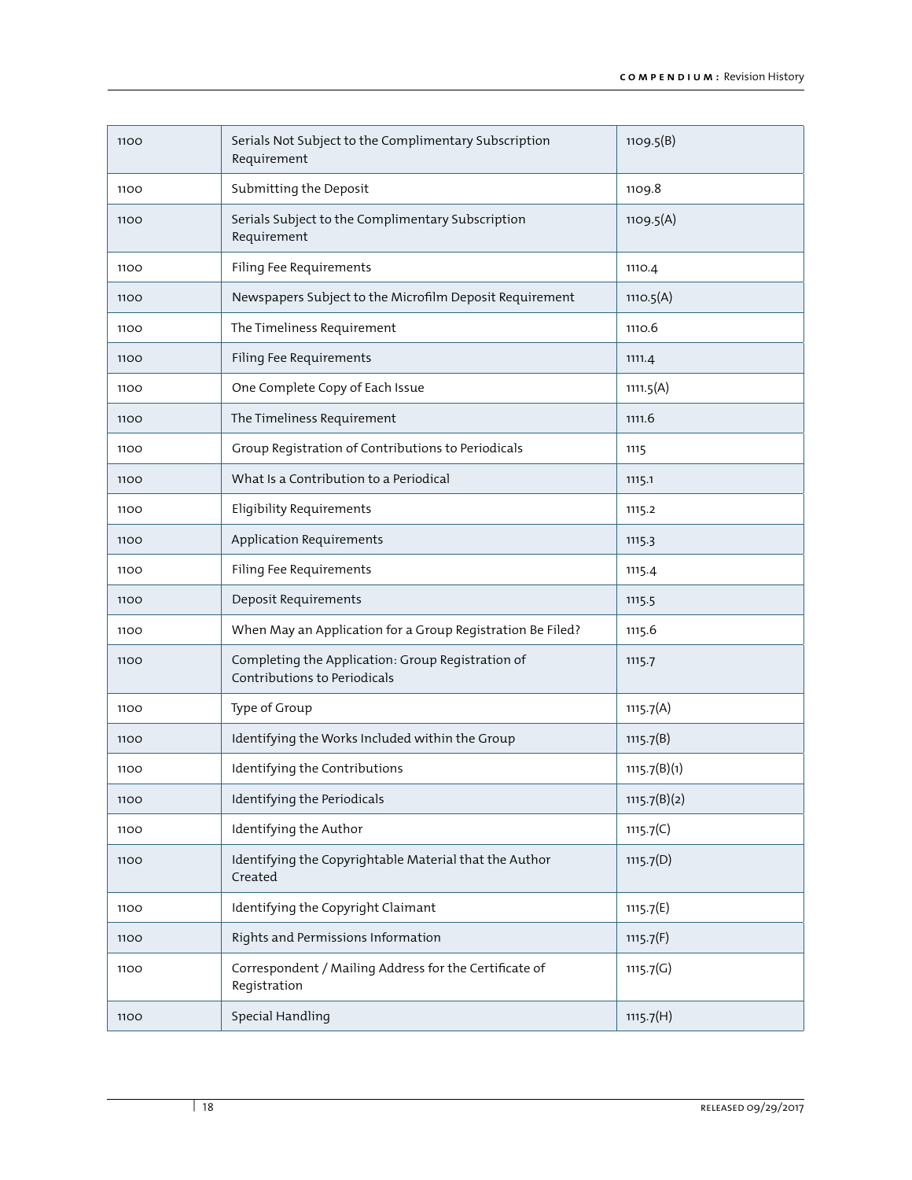| | | |
|---|---|---|
| 1100 | Serials Not Subject to the Complimentary Subscription Requirement | 1109.5(B) |
| 1100 | Submitting the Deposit | 1109.8 |
| 1100 | Serials Subject to the Complimentary Subscription Requirement | 1109.5(A) |
| 1100 | Filing Fee Requirements | 1110.4 |
| 1100 | Newspapers Subject to the Microfilm Deposit Requirement | 1110.5(A) |
| 1100 | The Timeliness Requirement | 1110.6 |
| 1100 | Filing Fee Requirements | 1111.4 |
| 1100 | One Complete Copy of Each Issue | 1111.5(A) |
| 1100 | The Timeliness Requirement | 1111.6 |
| 1100 | Group Registration of Contributions to Periodicals | 1115 |
| 1100 | What Is a Contribution to a Periodical | 1115.1 |
| 1100 | Eligibility Requirements | 1115.2 |
| 1100 | Application Requirements | 1115.3 |
| 1100 | Filing Fee Requirements | 1115.4 |
| 1100 | Deposit Requirements | 1115.5 |
| 1100 | When May an Application for a Group Registration Be Filed? | 1115.6 |
| 1100 | Completing the Application: Group Registration of Contributions to Periodicals | 1115.7 |
| 1100 | Type of Group | 1115.7(A) |
| 1100 | Identifying the Works Included within the Group | 1115.7(B) |
| 1100 | Identifying the Contributions | 1115.7(B)(1) |
| 1100 | Identifying the Periodicals | 1115.7(B)(2) |
| 1100 | Identifying the Author | 1115.7(C) |
| 1100 | Identifying the Copyrightable Material that the Author Created | 1115.7(D) |
| 1100 | Identifying the Copyright Claimant | 1115.7(E) |
| 1100 | Rights and Permissions Information | 1115.7(F) |
| 1100 | Correspondent / Mailing Address for the Certificate of Registration | 1115.7(G) |
| 1100 | Special Handling | 1115.7(H) |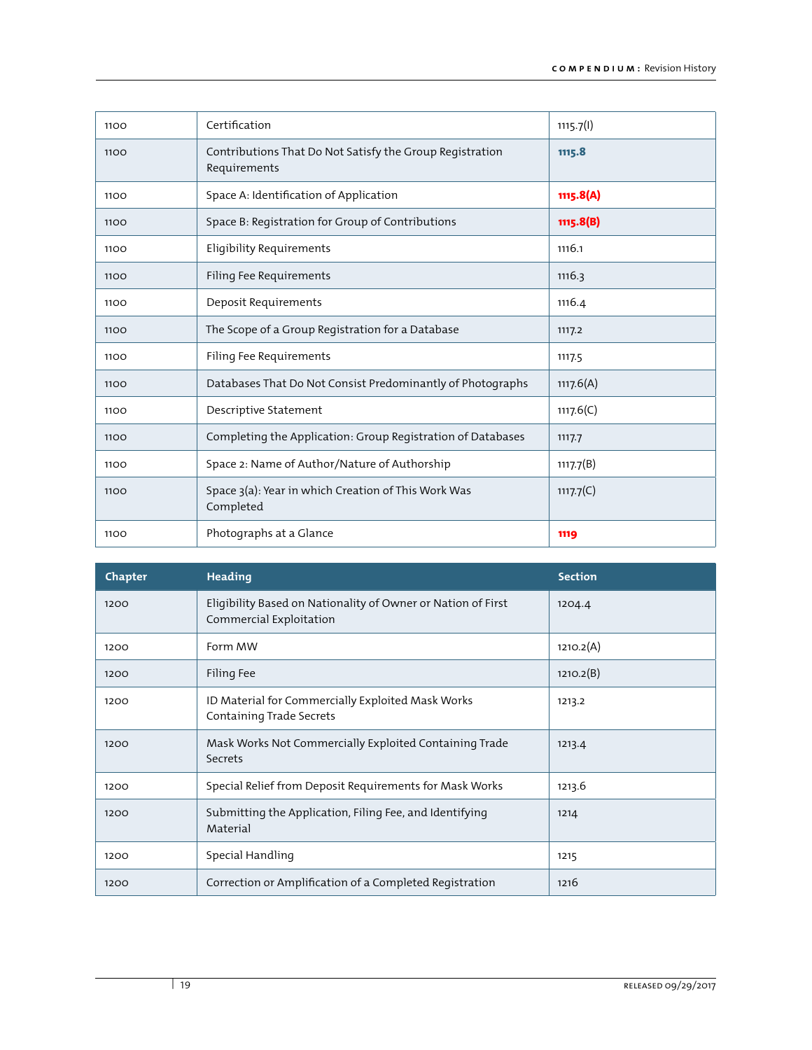| Chapter | Heading | Section |
|---|---|---|
| 1100 | Certification | 1115.7(I) |
| 1100 | Contributions That Do Not Satisfy the Group Registration Requirements | **1115.8** |
| 1100 | Space A: Identification of Application | **1115.8(A)** |
| 1100 | Space B: Registration for Group of Contributions | **1115.8(B)** |
| 1100 | Eligibility Requirements | 1116.1 |
| 1100 | Filing Fee Requirements | 1116.3 |
| 1100 | Deposit Requirements | 1116.4 |
| 1100 | The Scope of a Group Registration for a Database | 1117.2 |
| 1100 | Filing Fee Requirements | 1117.5 |
| 1100 | Databases That Do Not Consist Predominantly of Photographs | 1117.6(A) |
| 1100 | Descriptive Statement | 1117.6(C) |
| 1100 | Completing the Application: Group Registration of Databases | 1117.7 |
| 1100 | Space 2: Name of Author/Nature of Authorship | 1117.7(B) |
| 1100 | Space 3(a): Year in which Creation of This Work Was Completed | 1117.7(C) |
| 1100 | Photographs at a Glance | **1119** |

| Chapter | Heading | Section |
|---|---|---|
| 1200 | Eligibility Based on Nationality of Owner or Nation of First Commercial Exploitation | 1204.4 |
| 1200 | Form MW | 1210.2(A) |
| 1200 | Filing Fee | 1210.2(B) |
| 1200 | ID Material for Commercially Exploited Mask Works Containing Trade Secrets | 1213.2 |
| 1200 | Mask Works Not Commercially Exploited Containing Trade Secrets | 1213.4 |
| 1200 | Special Relief from Deposit Requirements for Mask Works | 1213.6 |
| 1200 | Submitting the Application, Filing Fee, and Identifying Material | 1214 |
| 1200 | Special Handling | 1215 |
| 1200 | Correction or Amplification of a Completed Registration | 1216 |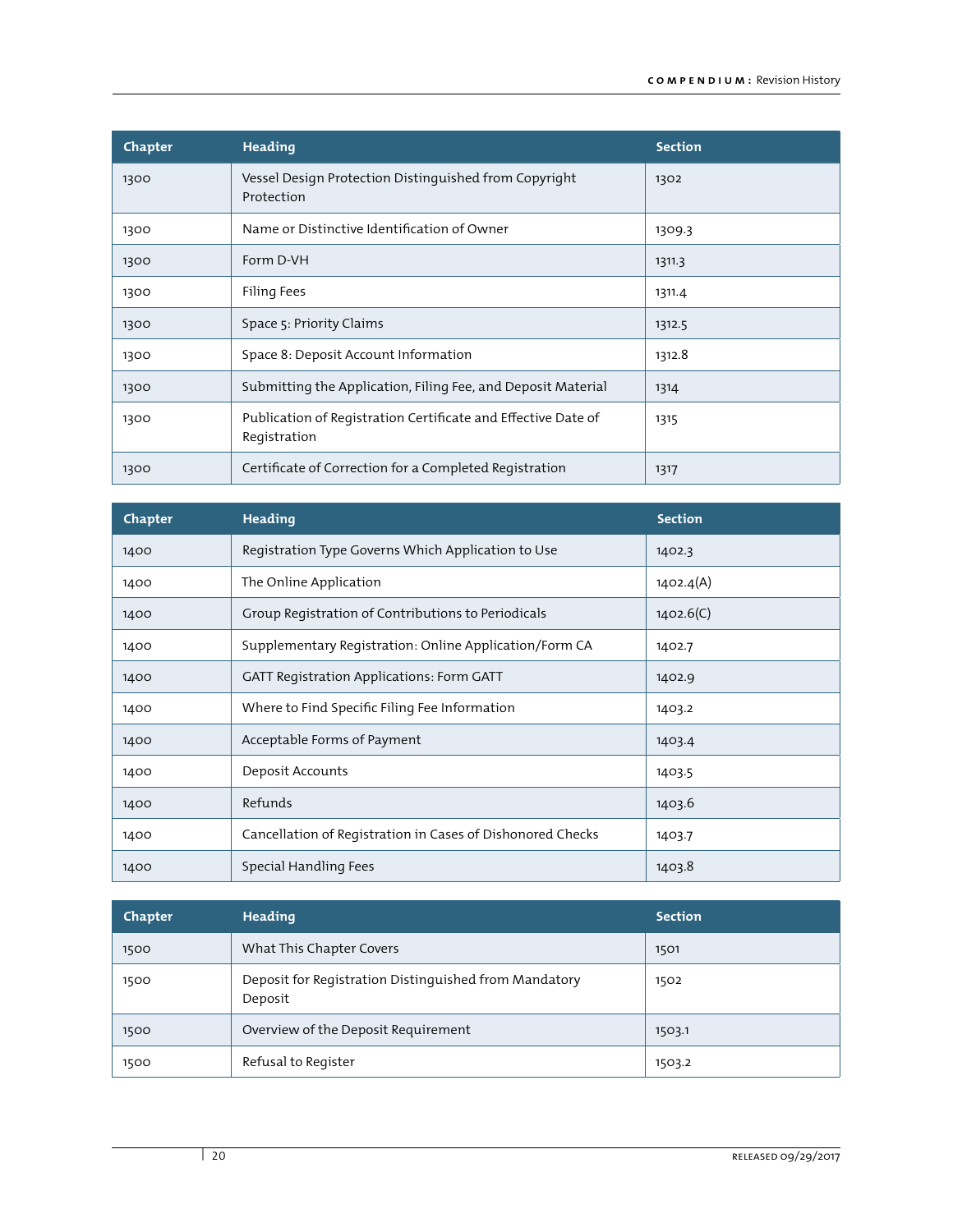| Chapter | Heading | Section |
|---|---|---|
| 1300 | Vessel Design Protection Distinguished from Copyright Protection | 1302 |
| 1300 | Name or Distinctive Identification of Owner | 1309.3 |
| 1300 | Form D-VH | 1311.3 |
| 1300 | Filing Fees | 1311.4 |
| 1300 | Space 5: Priority Claims | 1312.5 |
| 1300 | Space 8: Deposit Account Information | 1312.8 |
| 1300 | Submitting the Application, Filing Fee, and Deposit Material | 1314 |
| 1300 | Publication of Registration Certificate and Effective Date of Registration | 1315 |
| 1300 | Certificate of Correction for a Completed Registration | 1317 |

| Chapter | Heading | Section |
|---|---|---|
| 1400 | Registration Type Governs Which Application to Use | 1402.3 |
| 1400 | The Online Application | 1402.4(A) |
| 1400 | Group Registration of Contributions to Periodicals | 1402.6(C) |
| 1400 | Supplementary Registration: Online Application/Form CA | 1402.7 |
| 1400 | GATT Registration Applications: Form GATT | 1402.9 |
| 1400 | Where to Find Specific Filing Fee Information | 1403.2 |
| 1400 | Acceptable Forms of Payment | 1403.4 |
| 1400 | Deposit Accounts | 1403.5 |
| 1400 | Refunds | 1403.6 |
| 1400 | Cancellation of Registration in Cases of Dishonored Checks | 1403.7 |
| 1400 | Special Handling Fees | 1403.8 |

| Chapter | Heading | Section |
|---|---|---|
| 1500 | What This Chapter Covers | 1501 |
| 1500 | Deposit for Registration Distinguished from Mandatory Deposit | 1502 |
| 1500 | Overview of the Deposit Requirement | 1503.1 |
| 1500 | Refusal to Register | 1503.2 |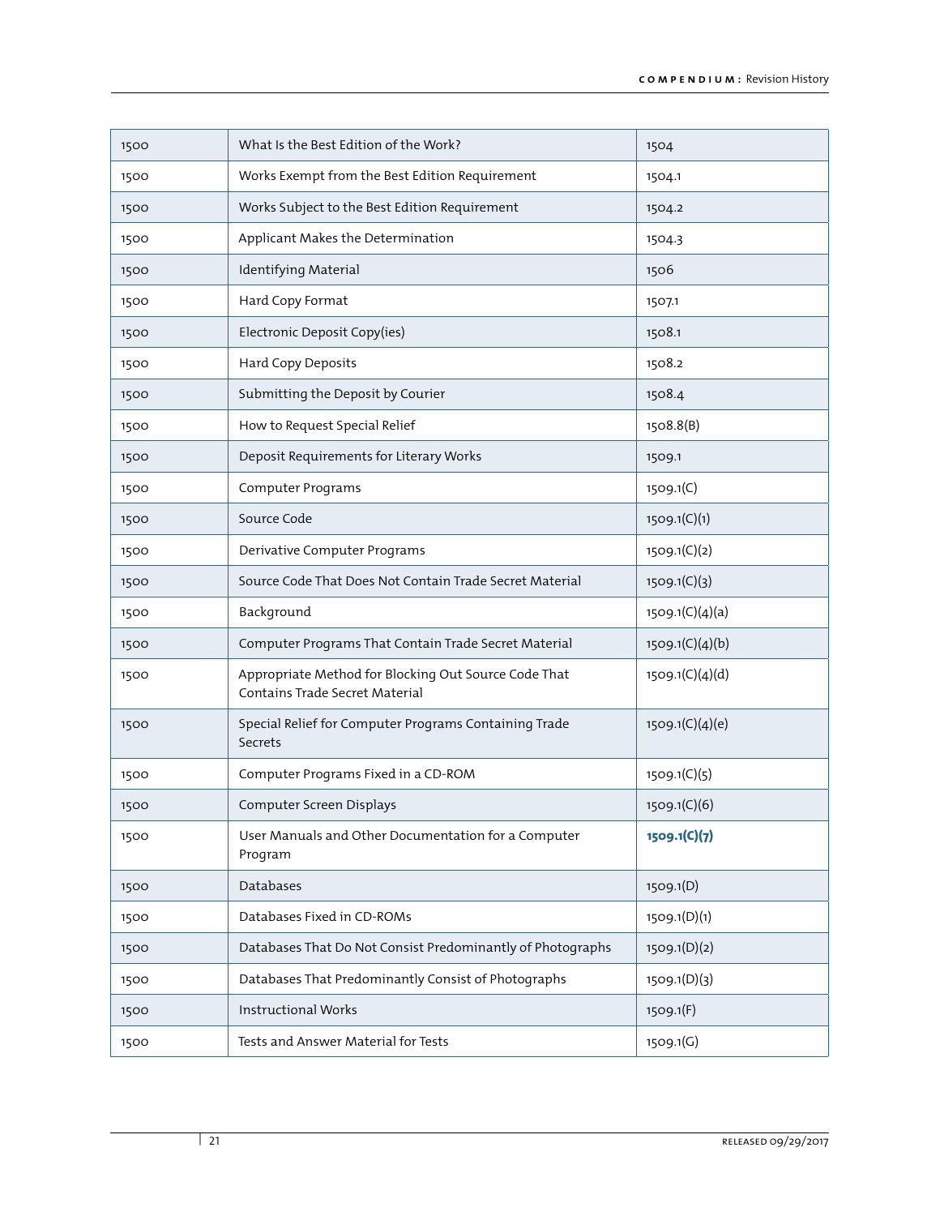| 1500 | What Is the Best Edition of the Work? | 1504 |
|---|---|---|
| 1500 | Works Exempt from the Best Edition Requirement | 1504.1 |
| 1500 | Works Subject to the Best Edition Requirement | 1504.2 |
| 1500 | Applicant Makes the Determination | 1504.3 |
| 1500 | Identifying Material | 1506 |
| 1500 | Hard Copy Format | 1507.1 |
| 1500 | Electronic Deposit Copy(ies) | 1508.1 |
| 1500 | Hard Copy Deposits | 1508.2 |
| 1500 | Submitting the Deposit by Courier | 1508.4 |
| 1500 | How to Request Special Relief | 1508.8(B) |
| 1500 | Deposit Requirements for Literary Works | 1509.1 |
| 1500 | Computer Programs | 1509.1(C) |
| 1500 | Source Code | 1509.1(C)(1) |
| 1500 | Derivative Computer Programs | 1509.1(C)(2) |
| 1500 | Source Code That Does Not Contain Trade Secret Material | 1509.1(C)(3) |
| 1500 | Background | 1509.1(C)(4)(a) |
| 1500 | Computer Programs That Contain Trade Secret Material | 1509.1(C)(4)(b) |
| 1500 | Appropriate Method for Blocking Out Source Code That Contains Trade Secret Material | 1509.1(C)(4)(d) |
| 1500 | Special Relief for Computer Programs Containing Trade Secrets | 1509.1(C)(4)(e) |
| 1500 | Computer Programs Fixed in a CD-ROM | 1509.1(C)(5) |
| 1500 | Computer Screen Displays | 1509.1(C)(6) |
| 1500 | User Manuals and Other Documentation for a Computer Program | **1509.1(C)(7)** |
| 1500 | Databases | 1509.1(D) |
| 1500 | Databases Fixed in CD-ROMs | 1509.1(D)(1) |
| 1500 | Databases That Do Not Consist Predominantly of Photographs | 1509.1(D)(2) |
| 1500 | Databases That Predominantly Consist of Photographs | 1509.1(D)(3) |
| 1500 | Instructional Works | 1509.1(F) |
| 1500 | Tests and Answer Material for Tests | 1509.1(G) |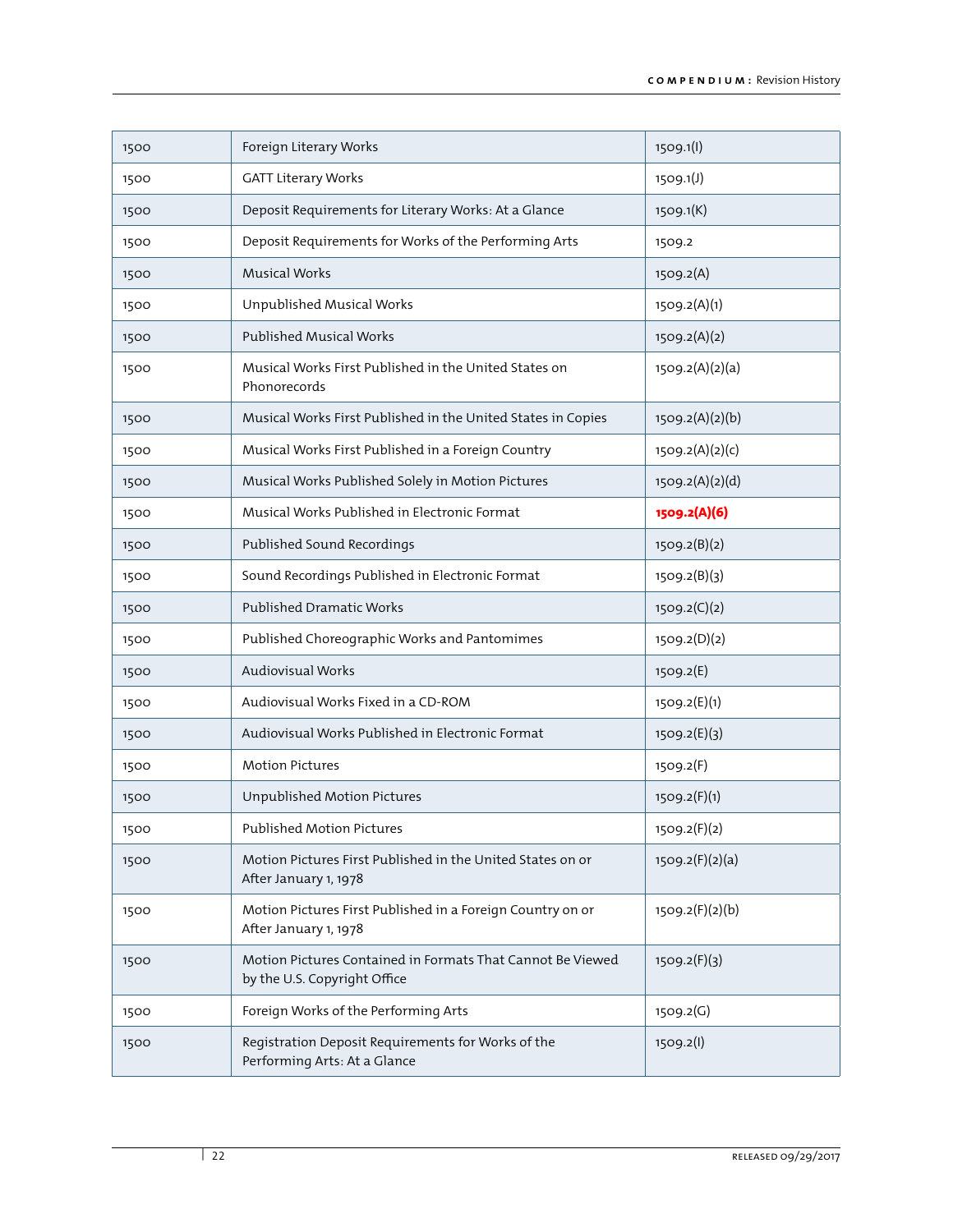| 1500 | Foreign Literary Works | 1509.1(I) |
|---|---|---|
| 1500 | GATT Literary Works | 1509.1(J) |
| 1500 | Deposit Requirements for Literary Works: At a Glance | 1509.1(K) |
| 1500 | Deposit Requirements for Works of the Performing Arts | 1509.2 |
| 1500 | Musical Works | 1509.2(A) |
| 1500 | Unpublished Musical Works | 1509.2(A)(1) |
| 1500 | Published Musical Works | 1509.2(A)(2) |
| 1500 | Musical Works First Published in the United States on Phonorecords | 1509.2(A)(2)(a) |
| 1500 | Musical Works First Published in the United States in Copies | 1509.2(A)(2)(b) |
| 1500 | Musical Works First Published in a Foreign Country | 1509.2(A)(2)(c) |
| 1500 | Musical Works Published Solely in Motion Pictures | 1509.2(A)(2)(d) |
| 1500 | Musical Works Published in Electronic Format | **1509.2(A)(6)** |
| 1500 | Published Sound Recordings | 1509.2(B)(2) |
| 1500 | Sound Recordings Published in Electronic Format | 1509.2(B)(3) |
| 1500 | Published Dramatic Works | 1509.2(C)(2) |
| 1500 | Published Choreographic Works and Pantomimes | 1509.2(D)(2) |
| 1500 | Audiovisual Works | 1509.2(E) |
| 1500 | Audiovisual Works Fixed in a CD-ROM | 1509.2(E)(1) |
| 1500 | Audiovisual Works Published in Electronic Format | 1509.2(E)(3) |
| 1500 | Motion Pictures | 1509.2(F) |
| 1500 | Unpublished Motion Pictures | 1509.2(F)(1) |
| 1500 | Published Motion Pictures | 1509.2(F)(2) |
| 1500 | Motion Pictures First Published in the United States on or After January 1, 1978 | 1509.2(F)(2)(a) |
| 1500 | Motion Pictures First Published in a Foreign Country on or After January 1, 1978 | 1509.2(F)(2)(b) |
| 1500 | Motion Pictures Contained in Formats That Cannot Be Viewed by the U.S. Copyright Office | 1509.2(F)(3) |
| 1500 | Foreign Works of the Performing Arts | 1509.2(G) |
| 1500 | Registration Deposit Requirements for Works of the Performing Arts: At a Glance | 1509.2(I) |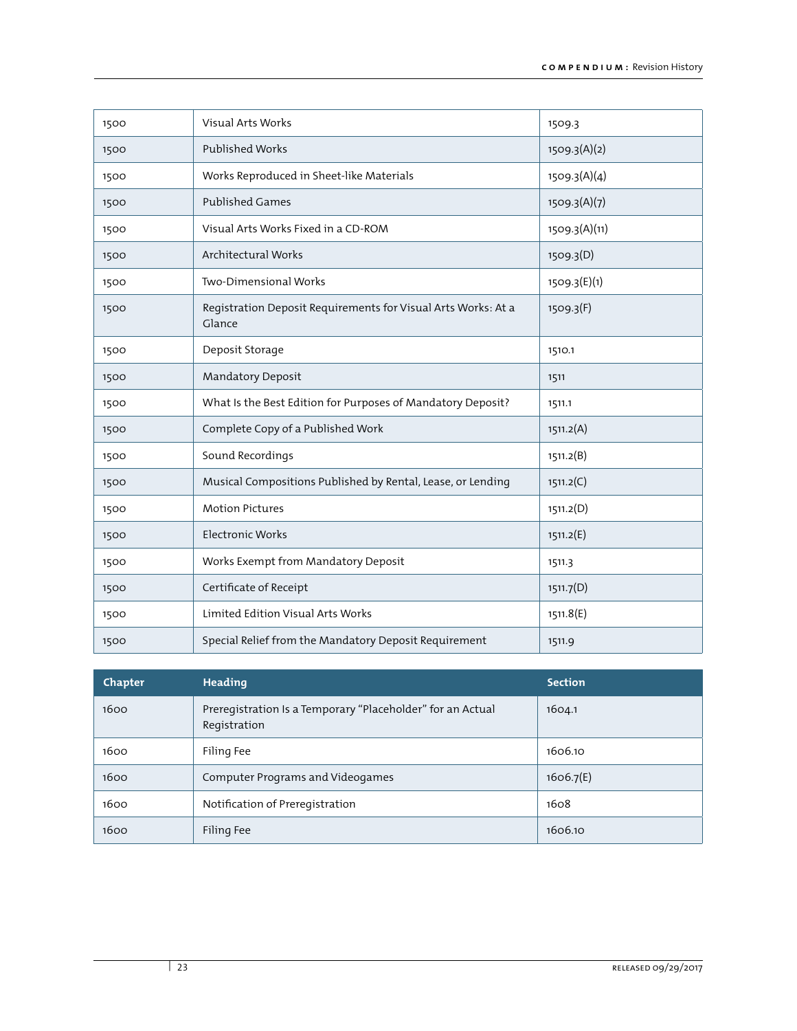| Chapter | Heading | Section |
|---|---|---|
| 1500 | Visual Arts Works | 1509.3 |
| 1500 | Published Works | 1509.3(A)(2) |
| 1500 | Works Reproduced in Sheet-like Materials | 1509.3(A)(4) |
| 1500 | Published Games | 1509.3(A)(7) |
| 1500 | Visual Arts Works Fixed in a CD-ROM | 1509.3(A)(11) |
| 1500 | Architectural Works | 1509.3(D) |
| 1500 | Two-Dimensional Works | 1509.3(E)(1) |
| 1500 | Registration Deposit Requirements for Visual Arts Works: At a Glance | 1509.3(F) |
| 1500 | Deposit Storage | 1510.1 |
| 1500 | Mandatory Deposit | 1511 |
| 1500 | What Is the Best Edition for Purposes of Mandatory Deposit? | 1511.1 |
| 1500 | Complete Copy of a Published Work | 1511.2(A) |
| 1500 | Sound Recordings | 1511.2(B) |
| 1500 | Musical Compositions Published by Rental, Lease, or Lending | 1511.2(C) |
| 1500 | Motion Pictures | 1511.2(D) |
| 1500 | Electronic Works | 1511.2(E) |
| 1500 | Works Exempt from Mandatory Deposit | 1511.3 |
| 1500 | Certificate of Receipt | 1511.7(D) |
| 1500 | Limited Edition Visual Arts Works | 1511.8(E) |
| 1500 | Special Relief from the Mandatory Deposit Requirement | 1511.9 |

| Chapter | Heading | Section |
|---|---|---|
| 1600 | Preregistration Is a Temporary “Placeholder” for an Actual Registration | 1604.1 |
| 1600 | Filing Fee | 1606.10 |
| 1600 | Computer Programs and Videogames | 1606.7(E) |
| 1600 | Notification of Preregistration | 1608 |
| 1600 | Filing Fee | 1606.10 |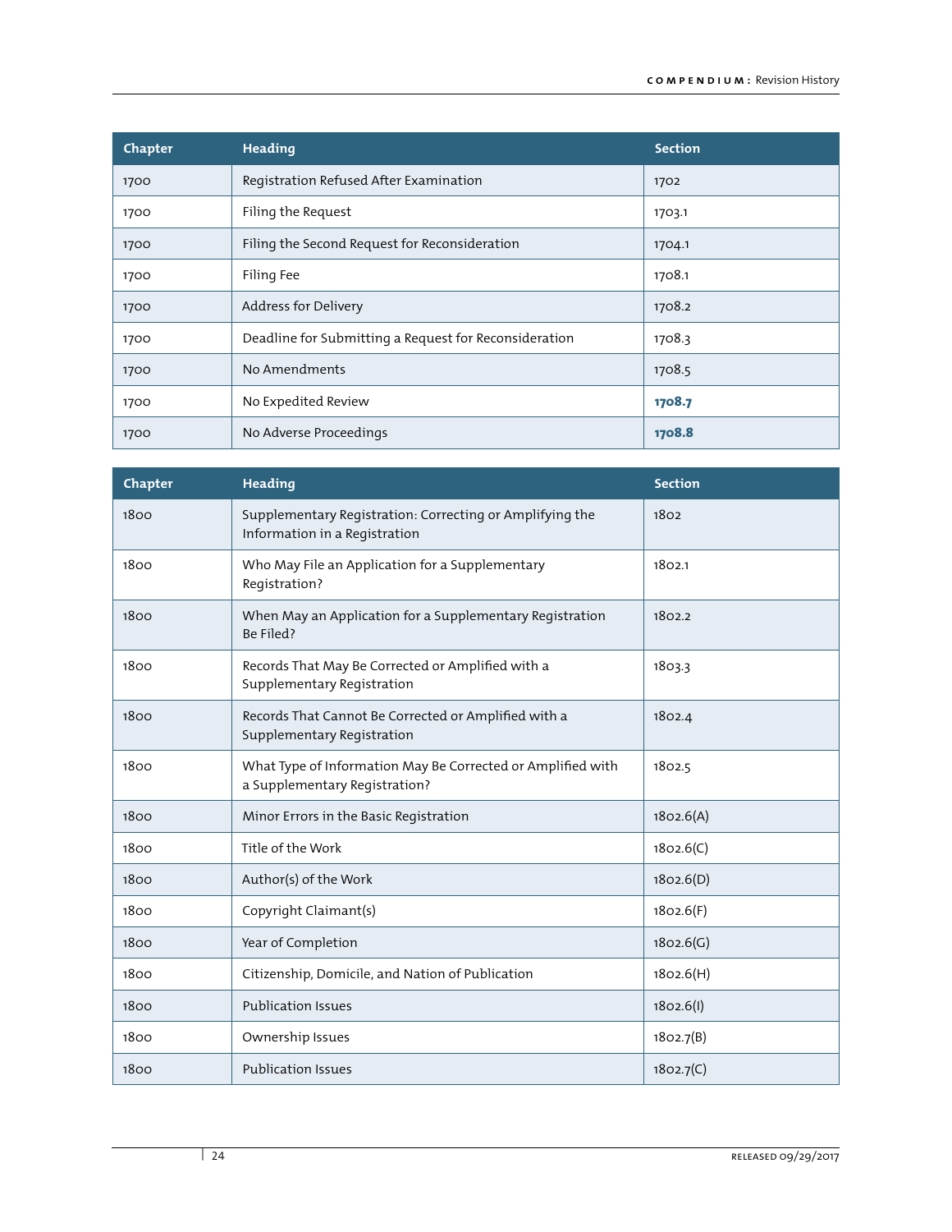| Chapter | Heading | Section |
|---|---|---|
| 1700 | Registration Refused After Examination | 1702 |
| 1700 | Filing the Request | 1703.1 |
| 1700 | Filing the Second Request for Reconsideration | 1704.1 |
| 1700 | Filing Fee | 1708.1 |
| 1700 | Address for Delivery | 1708.2 |
| 1700 | Deadline for Submitting a Request for Reconsideration | 1708.3 |
| 1700 | No Amendments | 1708.5 |
| 1700 | No Expedited Review | **1708.7** |
| 1700 | No Adverse Proceedings | **1708.8** |

| Chapter | Heading | Section |
|---|---|---|
| 1800 | Supplementary Registration: Correcting or Amplifying the Information in a Registration | 1802 |
| 1800 | Who May File an Application for a Supplementary Registration? | 1802.1 |
| 1800 | When May an Application for a Supplementary Registration Be Filed? | 1802.2 |
| 1800 | Records That May Be Corrected or Amplified with a Supplementary Registration | 1803.3 |
| 1800 | Records That Cannot Be Corrected or Amplified with a Supplementary Registration | 1802.4 |
| 1800 | What Type of Information May Be Corrected or Amplified with a Supplementary Registration? | 1802.5 |
| 1800 | Minor Errors in the Basic Registration | 1802.6(A) |
| 1800 | Title of the Work | 1802.6(C) |
| 1800 | Author(s) of the Work | 1802.6(D) |
| 1800 | Copyright Claimant(s) | 1802.6(F) |
| 1800 | Year of Completion | 1802.6(G) |
| 1800 | Citizenship, Domicile, and Nation of Publication | 1802.6(H) |
| 1800 | Publication Issues | 1802.6(I) |
| 1800 | Ownership Issues | 1802.7(B) |
| 1800 | Publication Issues | 1802.7(C) |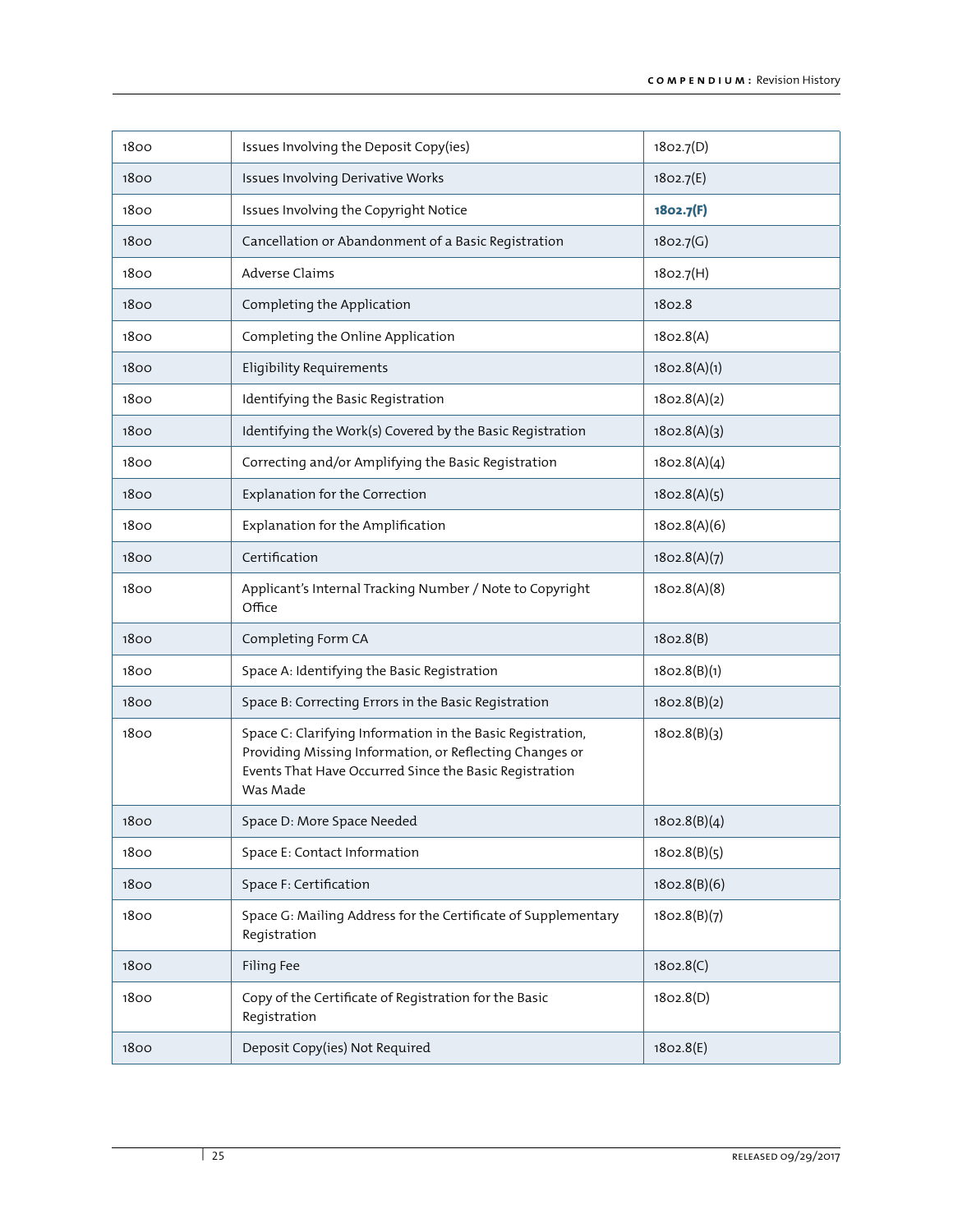| 1800 | Issues Involving the Deposit Copy(ies) | 1802.7(D) |
|---|---|---|
| 1800 | Issues Involving Derivative Works | 1802.7(E) |
| 1800 | Issues Involving the Copyright Notice | **1802.7(F)** |
| 1800 | Cancellation or Abandonment of a Basic Registration | 1802.7(G) |
| 1800 | Adverse Claims | 1802.7(H) |
| 1800 | Completing the Application | 1802.8 |
| 1800 | Completing the Online Application | 1802.8(A) |
| 1800 | Eligibility Requirements | 1802.8(A)(1) |
| 1800 | Identifying the Basic Registration | 1802.8(A)(2) |
| 1800 | Identifying the Work(s) Covered by the Basic Registration | 1802.8(A)(3) |
| 1800 | Correcting and/or Amplifying the Basic Registration | 1802.8(A)(4) |
| 1800 | Explanation for the Correction | 1802.8(A)(5) |
| 1800 | Explanation for the Amplification | 1802.8(A)(6) |
| 1800 | Certification | 1802.8(A)(7) |
| 1800 | Applicant's Internal Tracking Number / Note to Copyright Office | 1802.8(A)(8) |
| 1800 | Completing Form CA | 1802.8(B) |
| 1800 | Space A: Identifying the Basic Registration | 1802.8(B)(1) |
| 1800 | Space B: Correcting Errors in the Basic Registration | 1802.8(B)(2) |
| 1800 | Space C: Clarifying Information in the Basic Registration, Providing Missing Information, or Reflecting Changes or Events That Have Occurred Since the Basic Registration Was Made | 1802.8(B)(3) |
| 1800 | Space D: More Space Needed | 1802.8(B)(4) |
| 1800 | Space E: Contact Information | 1802.8(B)(5) |
| 1800 | Space F: Certification | 1802.8(B)(6) |
| 1800 | Space G: Mailing Address for the Certificate of Supplementary Registration | 1802.8(B)(7) |
| 1800 | Filing Fee | 1802.8(C) |
| 1800 | Copy of the Certificate of Registration for the Basic Registration | 1802.8(D) |
| 1800 | Deposit Copy(ies) Not Required | 1802.8(E) |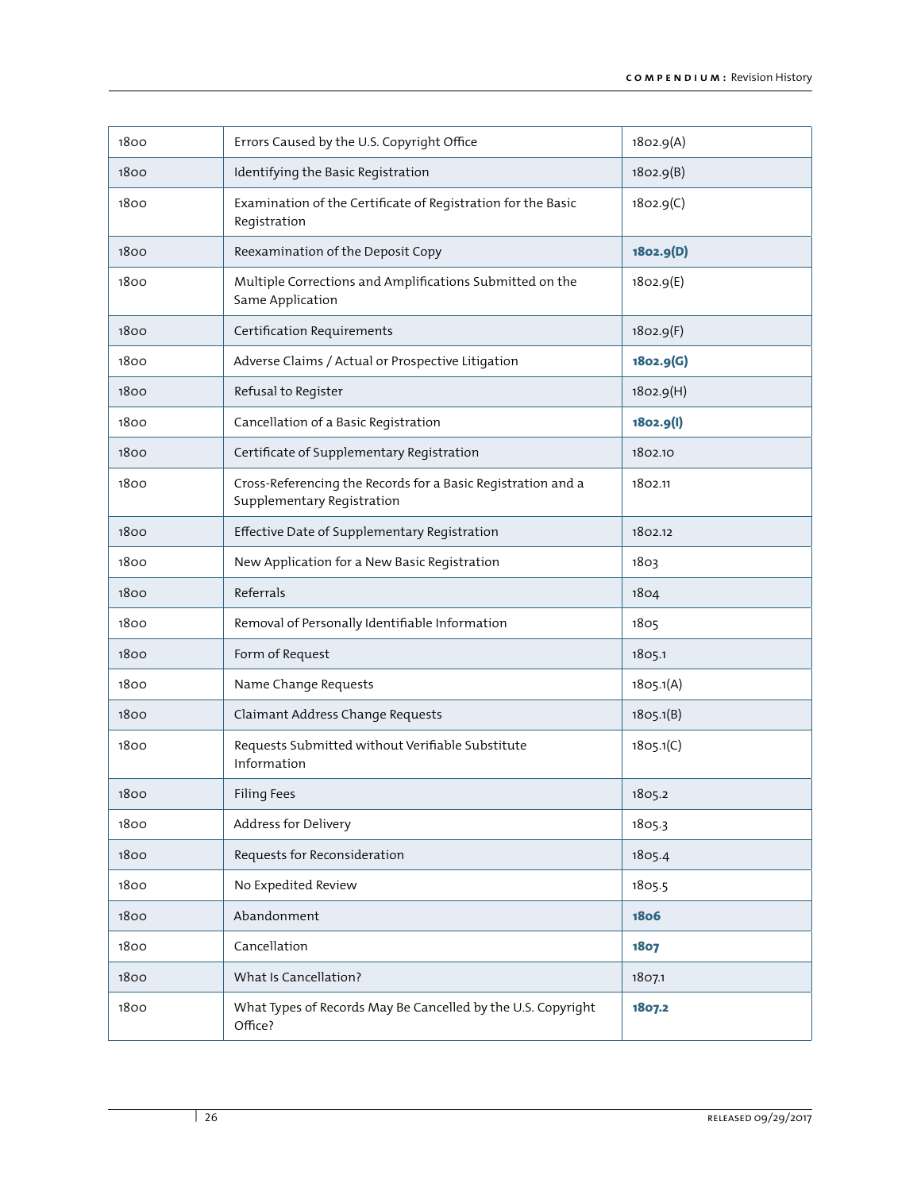| 1800 | Errors Caused by the U.S. Copyright Office | 1802.9(A) |
|---|---|---|
| 1800 | Identifying the Basic Registration | 1802.9(B) |
| 1800 | Examination of the Certificate of Registration for the Basic Registration | 1802.9(C) |
| 1800 | Reexamination of the Deposit Copy | **1802.9(D)** |
| 1800 | Multiple Corrections and Amplifications Submitted on the Same Application | 1802.9(E) |
| 1800 | Certification Requirements | 1802.9(F) |
| 1800 | Adverse Claims / Actual or Prospective Litigation | **1802.9(G)** |
| 1800 | Refusal to Register | 1802.9(H) |
| 1800 | Cancellation of a Basic Registration | **1802.9(I)** |
| 1800 | Certificate of Supplementary Registration | 1802.10 |
| 1800 | Cross-Referencing the Records for a Basic Registration and a Supplementary Registration | 1802.11 |
| 1800 | Effective Date of Supplementary Registration | 1802.12 |
| 1800 | New Application for a New Basic Registration | 1803 |
| 1800 | Referrals | 1804 |
| 1800 | Removal of Personally Identifiable Information | 1805 |
| 1800 | Form of Request | 1805.1 |
| 1800 | Name Change Requests | 1805.1(A) |
| 1800 | Claimant Address Change Requests | 1805.1(B) |
| 1800 | Requests Submitted without Verifiable Substitute Information | 1805.1(C) |
| 1800 | Filing Fees | 1805.2 |
| 1800 | Address for Delivery | 1805.3 |
| 1800 | Requests for Reconsideration | 1805.4 |
| 1800 | No Expedited Review | 1805.5 |
| 1800 | Abandonment | **1806** |
| 1800 | Cancellation | **1807** |
| 1800 | What Is Cancellation? | 1807.1 |
| 1800 | What Types of Records May Be Cancelled by the U.S. Copyright Office? | **1807.2** |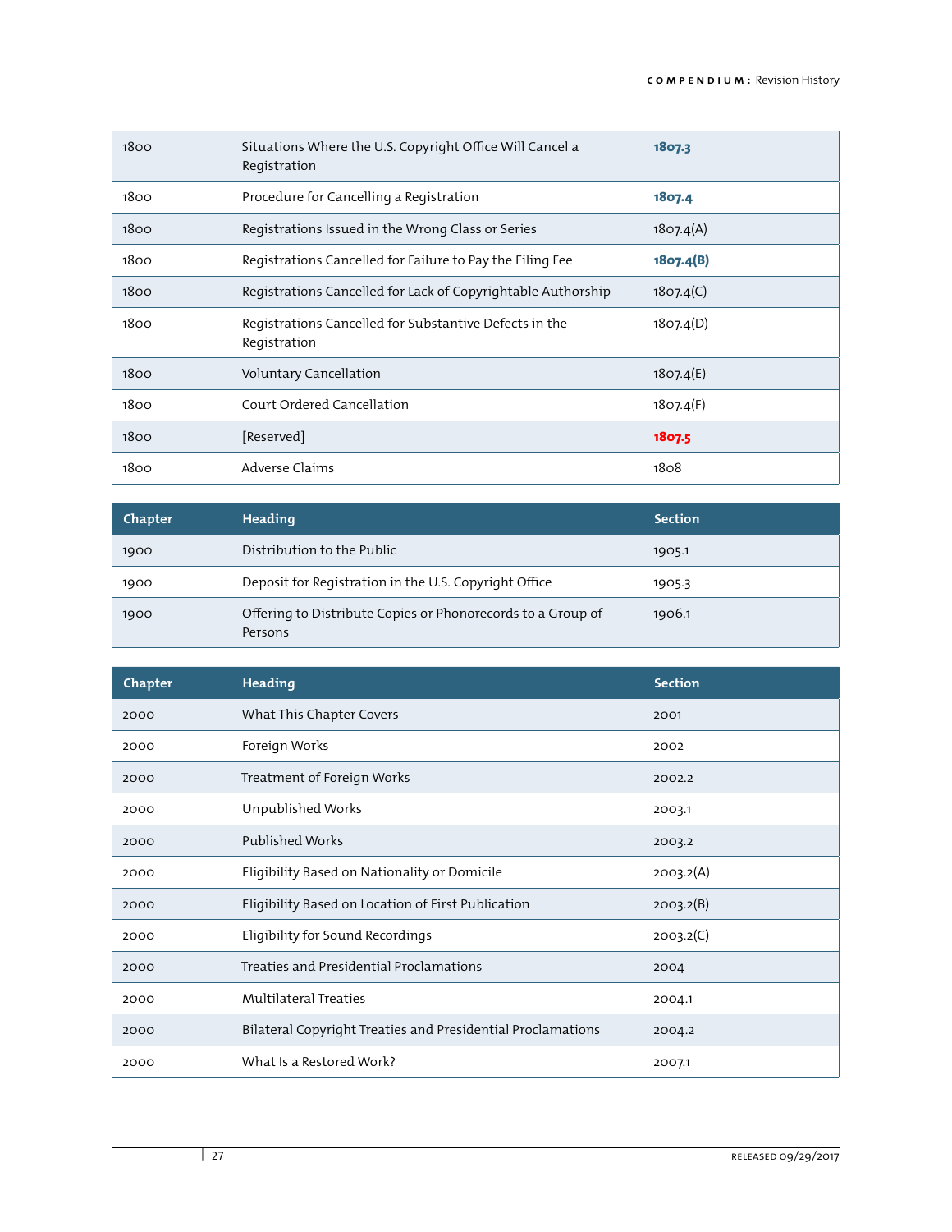| Chapter | Heading | Section |
|---|---|---|
| 1800 | Situations Where the U.S. Copyright Office Will Cancel a Registration | **1807.3** |
| 1800 | Procedure for Cancelling a Registration | **1807.4** |
| 1800 | Registrations Issued in the Wrong Class or Series | 1807.4(A) |
| 1800 | Registrations Cancelled for Failure to Pay the Filing Fee | **1807.4(B)** |
| 1800 | Registrations Cancelled for Lack of Copyrightable Authorship | 1807.4(C) |
| 1800 | Registrations Cancelled for Substantive Defects in the Registration | 1807.4(D) |
| 1800 | Voluntary Cancellation | 1807.4(E) |
| 1800 | Court Ordered Cancellation | 1807.4(F) |
| 1800 | [Reserved] | **1807.5** |
| 1800 | Adverse Claims | 1808 |

| Chapter | Heading | Section |
|---|---|---|
| 1900 | Distribution to the Public | 1905.1 |
| 1900 | Deposit for Registration in the U.S. Copyright Office | 1905.3 |
| 1900 | Offering to Distribute Copies or Phonorecords to a Group of Persons | 1906.1 |

| Chapter | Heading | Section |
|---|---|---|
| 2000 | What This Chapter Covers | 2001 |
| 2000 | Foreign Works | 2002 |
| 2000 | Treatment of Foreign Works | 2002.2 |
| 2000 | Unpublished Works | 2003.1 |
| 2000 | Published Works | 2003.2 |
| 2000 | Eligibility Based on Nationality or Domicile | 2003.2(A) |
| 2000 | Eligibility Based on Location of First Publication | 2003.2(B) |
| 2000 | Eligibility for Sound Recordings | 2003.2(C) |
| 2000 | Treaties and Presidential Proclamations | 2004 |
| 2000 | Multilateral Treaties | 2004.1 |
| 2000 | Bilateral Copyright Treaties and Presidential Proclamations | 2004.2 |
| 2000 | What Is a Restored Work? | 2007.1 |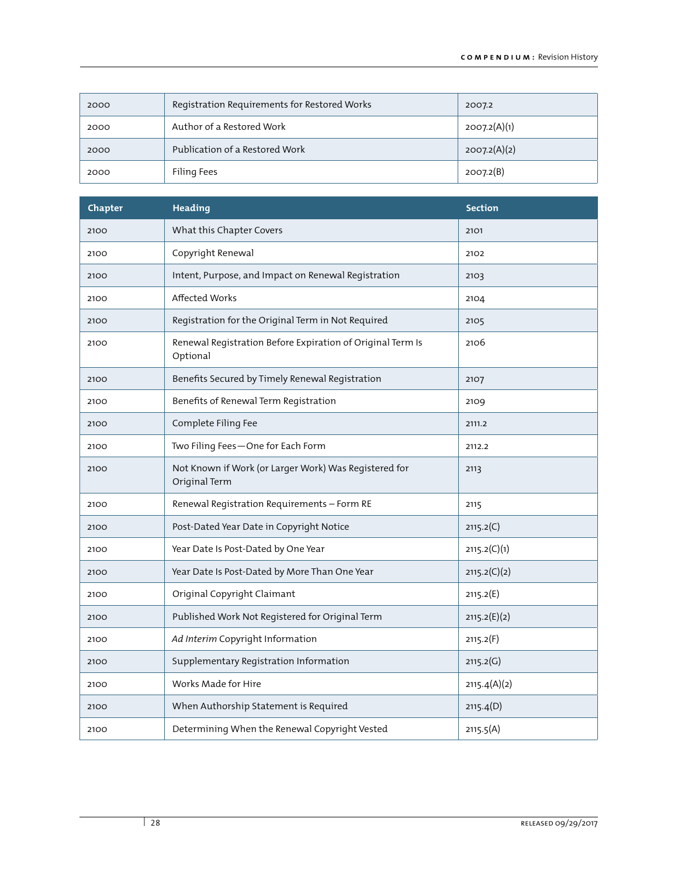| 2000 | Registration Requirements for Restored Works | 2007.2 |
|---|---|---|
| 2000 | Author of a Restored Work | 2007.2(A)(1) |
| 2000 | Publication of a Restored Work | 2007.2(A)(2) |
| 2000 | Filing Fees | 2007.2(B) |

| Chapter | Heading | Section |
|---|---|---|
| 2100 | What this Chapter Covers | 2101 |
| 2100 | Copyright Renewal | 2102 |
| 2100 | Intent, Purpose, and Impact on Renewal Registration | 2103 |
| 2100 | Affected Works | 2104 |
| 2100 | Registration for the Original Term in Not Required | 2105 |
| 2100 | Renewal Registration Before Expiration of Original Term Is Optional | 2106 |
| 2100 | Benefits Secured by Timely Renewal Registration | 2107 |
| 2100 | Benefits of Renewal Term Registration | 2109 |
| 2100 | Complete Filing Fee | 2111.2 |
| 2100 | Two Filing Fees—One for Each Form | 2112.2 |
| 2100 | Not Known if Work (or Larger Work) Was Registered for Original Term | 2113 |
| 2100 | Renewal Registration Requirements – Form RE | 2115 |
| 2100 | Post-Dated Year Date in Copyright Notice | 2115.2(C) |
| 2100 | Year Date Is Post-Dated by One Year | 2115.2(C)(1) |
| 2100 | Year Date Is Post-Dated by More Than One Year | 2115.2(C)(2) |
| 2100 | Original Copyright Claimant | 2115.2(E) |
| 2100 | Published Work Not Registered for Original Term | 2115.2(E)(2) |
| 2100 | *Ad Interim* Copyright Information | 2115.2(F) |
| 2100 | Supplementary Registration Information | 2115.2(G) |
| 2100 | Works Made for Hire | 2115.4(A)(2) |
| 2100 | When Authorship Statement is Required | 2115.4(D) |
| 2100 | Determining When the Renewal Copyright Vested | 2115.5(A) |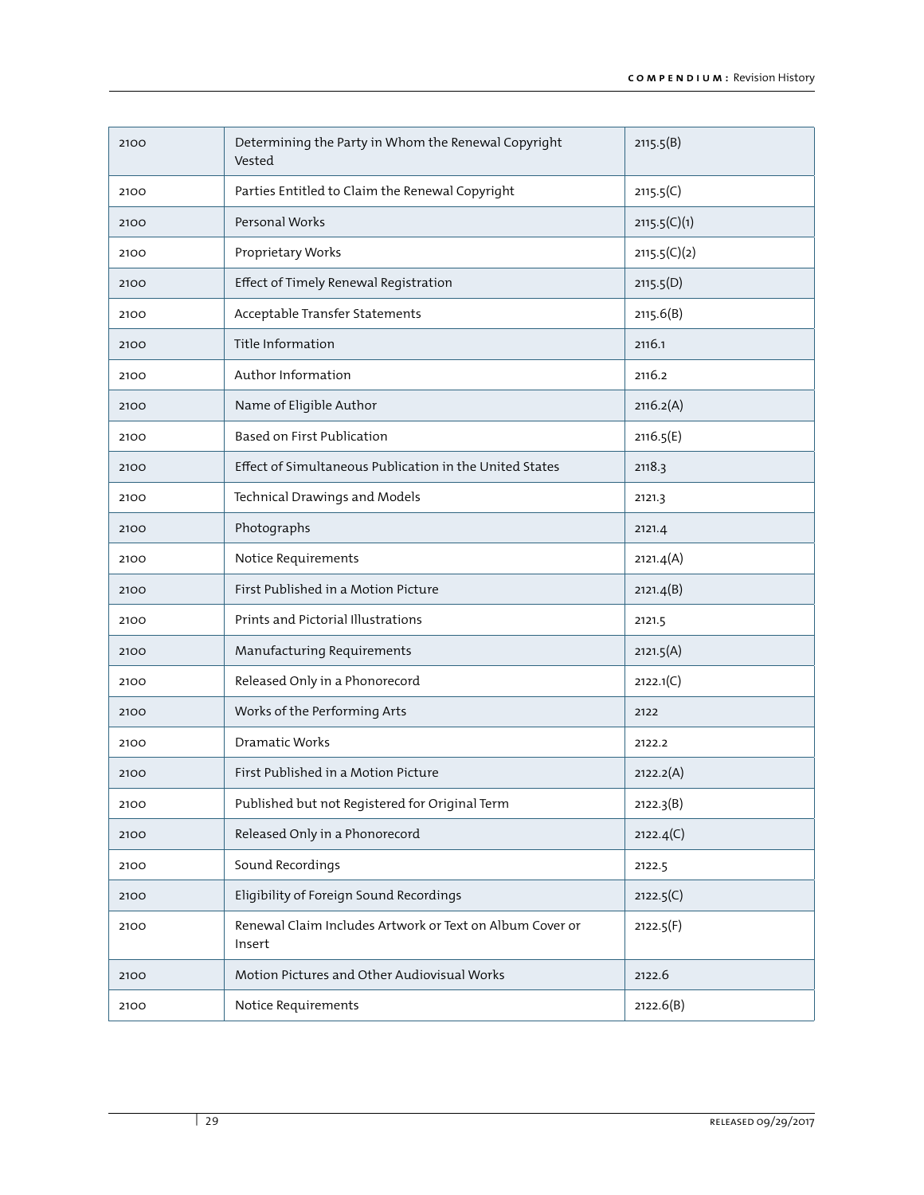| 2100 | Determining the Party in Whom the Renewal Copyright Vested | 2115.5(B) |
|---|---|---|
| 2100 | Parties Entitled to Claim the Renewal Copyright | 2115.5(C) |
| 2100 | Personal Works | 2115.5(C)(1) |
| 2100 | Proprietary Works | 2115.5(C)(2) |
| 2100 | Effect of Timely Renewal Registration | 2115.5(D) |
| 2100 | Acceptable Transfer Statements | 2115.6(B) |
| 2100 | Title Information | 2116.1 |
| 2100 | Author Information | 2116.2 |
| 2100 | Name of Eligible Author | 2116.2(A) |
| 2100 | Based on First Publication | 2116.5(E) |
| 2100 | Effect of Simultaneous Publication in the United States | 2118.3 |
| 2100 | Technical Drawings and Models | 2121.3 |
| 2100 | Photographs | 2121.4 |
| 2100 | Notice Requirements | 2121.4(A) |
| 2100 | First Published in a Motion Picture | 2121.4(B) |
| 2100 | Prints and Pictorial Illustrations | 2121.5 |
| 2100 | Manufacturing Requirements | 2121.5(A) |
| 2100 | Released Only in a Phonorecord | 2122.1(C) |
| 2100 | Works of the Performing Arts | 2122 |
| 2100 | Dramatic Works | 2122.2 |
| 2100 | First Published in a Motion Picture | 2122.2(A) |
| 2100 | Published but not Registered for Original Term | 2122.3(B) |
| 2100 | Released Only in a Phonorecord | 2122.4(C) |
| 2100 | Sound Recordings | 2122.5 |
| 2100 | Eligibility of Foreign Sound Recordings | 2122.5(C) |
| 2100 | Renewal Claim Includes Artwork or Text on Album Cover or Insert | 2122.5(F) |
| 2100 | Motion Pictures and Other Audiovisual Works | 2122.6 |
| 2100 | Notice Requirements | 2122.6(B) |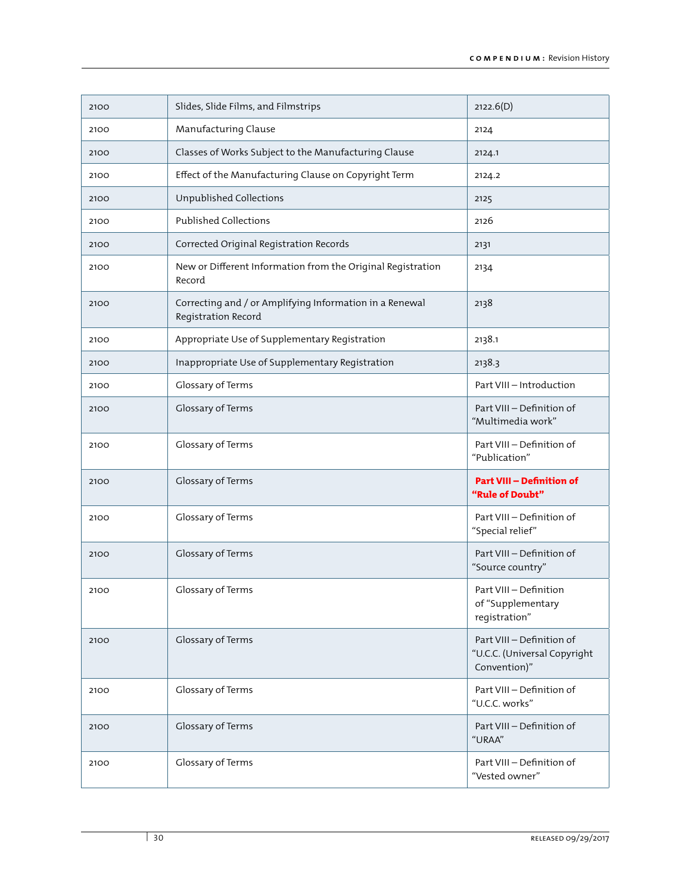| 2100 | Slides, Slide Films, and Filmstrips | 2122.6(D) |
|---|---|---|
| 2100 | Manufacturing Clause | 2124 |
| 2100 | Classes of Works Subject to the Manufacturing Clause | 2124.1 |
| 2100 | Effect of the Manufacturing Clause on Copyright Term | 2124.2 |
| 2100 | Unpublished Collections | 2125 |
| 2100 | Published Collections | 2126 |
| 2100 | Corrected Original Registration Records | 2131 |
| 2100 | New or Different Information from the Original Registration Record | 2134 |
| 2100 | Correcting and / or Amplifying Information in a Renewal Registration Record | 2138 |
| 2100 | Appropriate Use of Supplementary Registration | 2138.1 |
| 2100 | Inappropriate Use of Supplementary Registration | 2138.3 |
| 2100 | Glossary of Terms | Part VIII – Introduction |
| 2100 | Glossary of Terms | Part VIII – Definition of "Multimedia work" |
| 2100 | Glossary of Terms | Part VIII – Definition of "Publication" |
| 2100 | Glossary of Terms | **Part VIII – Definition of "Rule of Doubt"** |
| 2100 | Glossary of Terms | Part VIII – Definition of "Special relief" |
| 2100 | Glossary of Terms | Part VIII – Definition of "Source country" |
| 2100 | Glossary of Terms | Part VIII – Definition of "Supplementary registration" |
| 2100 | Glossary of Terms | Part VIII – Definition of "U.C.C. (Universal Copyright Convention)" |
| 2100 | Glossary of Terms | Part VIII – Definition of "U.C.C. works" |
| 2100 | Glossary of Terms | Part VIII – Definition of "URAA" |
| 2100 | Glossary of Terms | Part VIII – Definition of "Vested owner" |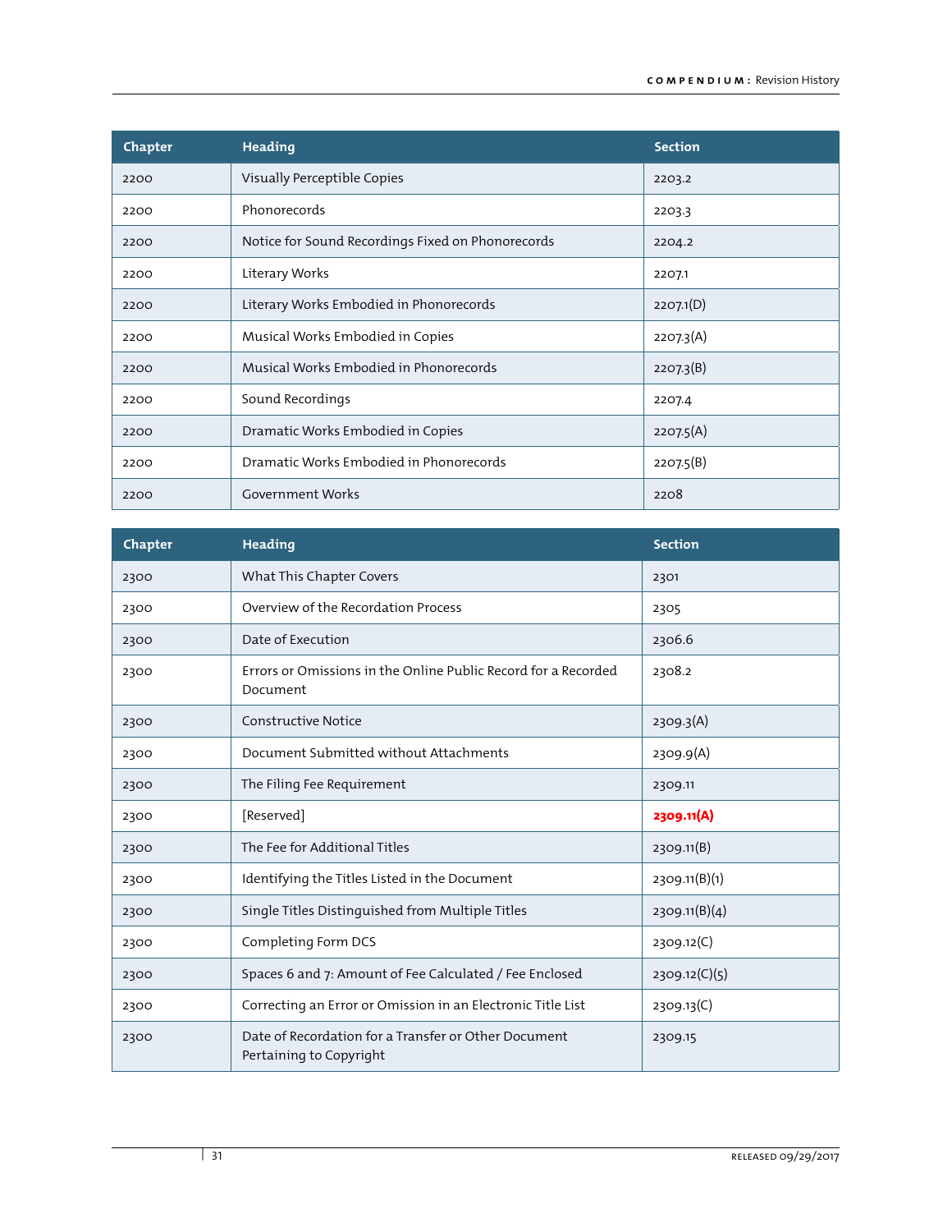| Chapter | Heading | Section |
| --- | --- | --- |
| 2200 | Visually Perceptible Copies | 2203.2 |
| 2200 | Phonorecords | 2203.3 |
| 2200 | Notice for Sound Recordings Fixed on Phonorecords | 2204.2 |
| 2200 | Literary Works | 2207.1 |
| 2200 | Literary Works Embodied in Phonorecords | 2207.1(D) |
| 2200 | Musical Works Embodied in Copies | 2207.3(A) |
| 2200 | Musical Works Embodied in Phonorecords | 2207.3(B) |
| 2200 | Sound Recordings | 2207.4 |
| 2200 | Dramatic Works Embodied in Copies | 2207.5(A) |
| 2200 | Dramatic Works Embodied in Phonorecords | 2207.5(B) |
| 2200 | Government Works | 2208 |

| Chapter | Heading | Section |
| --- | --- | --- |
| 2300 | What This Chapter Covers | 2301 |
| 2300 | Overview of the Recordation Process | 2305 |
| 2300 | Date of Execution | 2306.6 |
| 2300 | Errors or Omissions in the Online Public Record for a Recorded Document | 2308.2 |
| 2300 | Constructive Notice | 2309.3(A) |
| 2300 | Document Submitted without Attachments | 2309.9(A) |
| 2300 | The Filing Fee Requirement | 2309.11 |
| 2300 | [Reserved] | **2309.11(A)** |
| 2300 | The Fee for Additional Titles | 2309.11(B) |
| 2300 | Identifying the Titles Listed in the Document | 2309.11(B)(1) |
| 2300 | Single Titles Distinguished from Multiple Titles | 2309.11(B)(4) |
| 2300 | Completing Form DCS | 2309.12(C) |
| 2300 | Spaces 6 and 7: Amount of Fee Calculated / Fee Enclosed | 2309.12(C)(5) |
| 2300 | Correcting an Error or Omission in an Electronic Title List | 2309.13(C) |
| 2300 | Date of Recordation for a Transfer or Other Document Pertaining to Copyright | 2309.15 |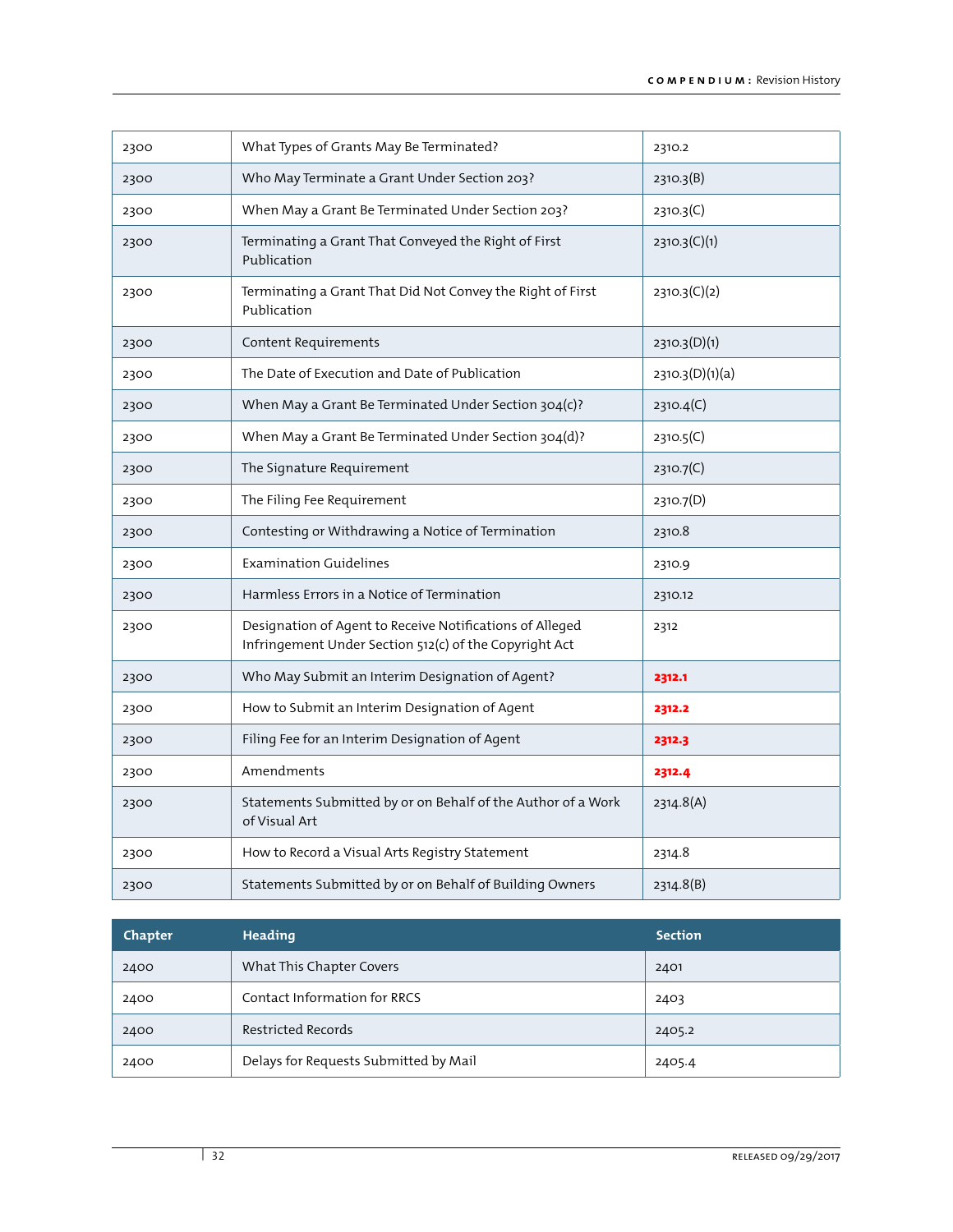| Chapter | Heading | Section |
|---|---|---|
| 2300 | What Types of Grants May Be Terminated? | 2310.2 |
| 2300 | Who May Terminate a Grant Under Section 203? | 2310.3(B) |
| 2300 | When May a Grant Be Terminated Under Section 203? | 2310.3(C) |
| 2300 | Terminating a Grant That Conveyed the Right of First Publication | 2310.3(C)(1) |
| 2300 | Terminating a Grant That Did Not Convey the Right of First Publication | 2310.3(C)(2) |
| 2300 | Content Requirements | 2310.3(D)(1) |
| 2300 | The Date of Execution and Date of Publication | 2310.3(D)(1)(a) |
| 2300 | When May a Grant Be Terminated Under Section 304(c)? | 2310.4(C) |
| 2300 | When May a Grant Be Terminated Under Section 304(d)? | 2310.5(C) |
| 2300 | The Signature Requirement | 2310.7(C) |
| 2300 | The Filing Fee Requirement | 2310.7(D) |
| 2300 | Contesting or Withdrawing a Notice of Termination | 2310.8 |
| 2300 | Examination Guidelines | 2310.9 |
| 2300 | Harmless Errors in a Notice of Termination | 2310.12 |
| 2300 | Designation of Agent to Receive Notifications of Alleged Infringement Under Section 512(c) of the Copyright Act | 2312 |
| 2300 | Who May Submit an Interim Designation of Agent? | **2312.1** |
| 2300 | How to Submit an Interim Designation of Agent | **2312.2** |
| 2300 | Filing Fee for an Interim Designation of Agent | **2312.3** |
| 2300 | Amendments | **2312.4** |
| 2300 | Statements Submitted by or on Behalf of the Author of a Work of Visual Art | 2314.8(A) |
| 2300 | How to Record a Visual Arts Registry Statement | 2314.8 |
| 2300 | Statements Submitted by or on Behalf of Building Owners | 2314.8(B) |

| Chapter | Heading | Section |
|---|---|---|
| 2400 | What This Chapter Covers | 2401 |
| 2400 | Contact Information for RRCS | 2403 |
| 2400 | Restricted Records | 2405.2 |
| 2400 | Delays for Requests Submitted by Mail | 2405.4 |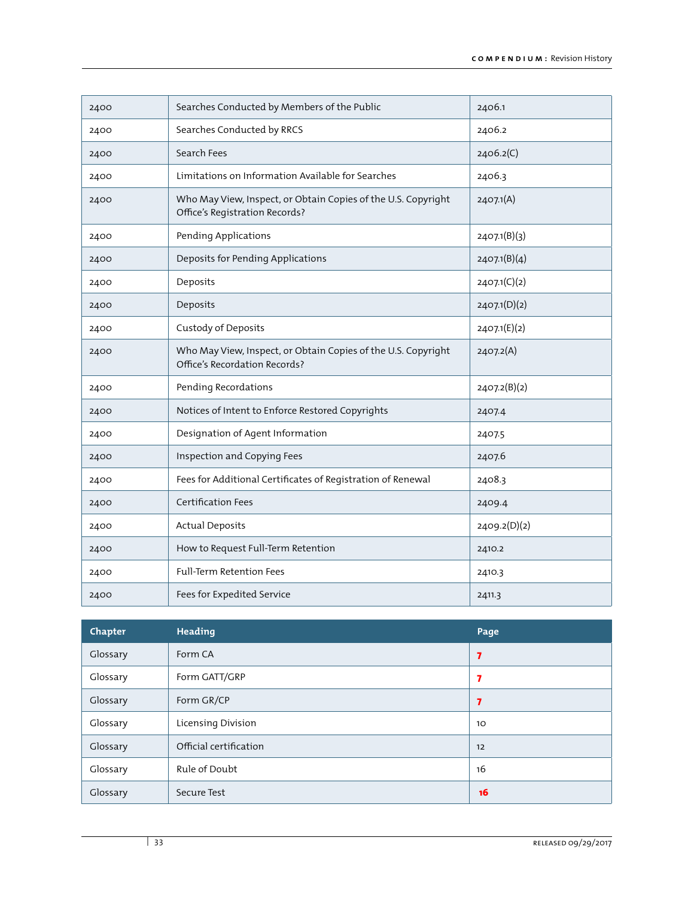| | | |
|---|---|---|
| 2400 | Searches Conducted by Members of the Public | 2406.1 |
| 2400 | Searches Conducted by RRCS | 2406.2 |
| 2400 | Search Fees | 2406.2(C) |
| 2400 | Limitations on Information Available for Searches | 2406.3 |
| 2400 | Who May View, Inspect, or Obtain Copies of the U.S. Copyright Office's Registration Records? | 2407.1(A) |
| 2400 | Pending Applications | 2407.1(B)(3) |
| 2400 | Deposits for Pending Applications | 2407.1(B)(4) |
| 2400 | Deposits | 2407.1(C)(2) |
| 2400 | Deposits | 2407.1(D)(2) |
| 2400 | Custody of Deposits | 2407.1(E)(2) |
| 2400 | Who May View, Inspect, or Obtain Copies of the U.S. Copyright Office's Recordation Records? | 2407.2(A) |
| 2400 | Pending Recordations | 2407.2(B)(2) |
| 2400 | Notices of Intent to Enforce Restored Copyrights | 2407.4 |
| 2400 | Designation of Agent Information | 2407.5 |
| 2400 | Inspection and Copying Fees | 2407.6 |
| 2400 | Fees for Additional Certificates of Registration of Renewal | 2408.3 |
| 2400 | Certification Fees | 2409.4 |
| 2400 | Actual Deposits | 2409.2(D)(2) |
| 2400 | How to Request Full-Term Retention | 2410.2 |
| 2400 | Full-Term Retention Fees | 2410.3 |
| 2400 | Fees for Expedited Service | 2411.3 |

| Chapter | Heading | Page |
|---|---|---|
| Glossary | Form CA | 7 |
| Glossary | Form GATT/GRP | 7 |
| Glossary | Form GR/CP | 7 |
| Glossary | Licensing Division | 10 |
| Glossary | Official certification | 12 |
| Glossary | Rule of Doubt | 16 |
| Glossary | Secure Test | 16 |